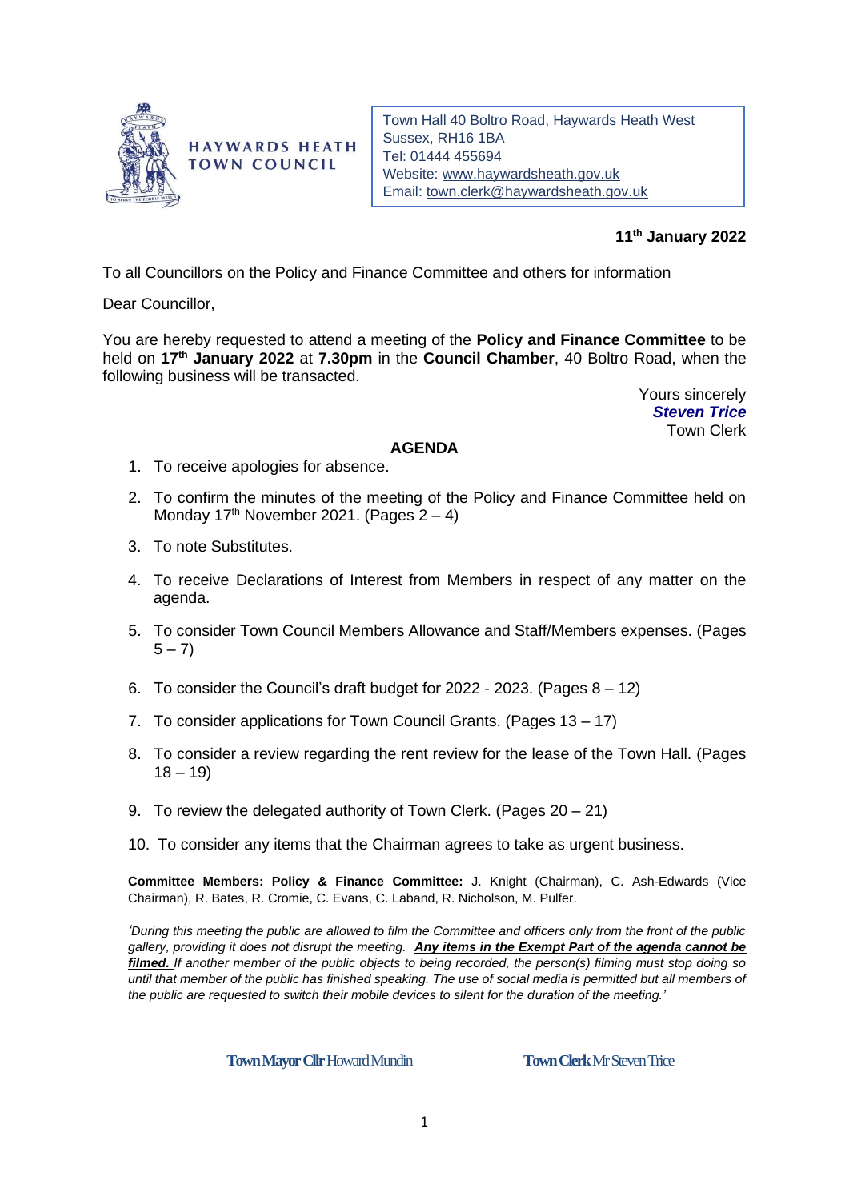**HAYWARDS HEATH TOWN COUNCIL**

Town Hall 40 Boltro Road, Haywards Heath West Sussex, RH16 1BA
Tel: 01444 455694
Website: www.haywardsheath.gov.uk
Email: town.clerk@haywardsheath.gov.uk

**11th January 2022**

To all Councillors on the Policy and Finance Committee and others for information

Dear Councillor,

You are hereby requested to attend a meeting of the **Policy and Finance Committee** to be held on **17th January 2022** at **7.30pm** in the **Council Chamber**, 40 Boltro Road, when the following business will be transacted.

Yours sincerely
***Steven Trice***
Town Clerk

## AGENDA

1. To receive apologies for absence.
2. To confirm the minutes of the meeting of the Policy and Finance Committee held on Monday 17th November 2021. (Pages 2 – 4)
3. To note Substitutes.
4. To receive Declarations of Interest from Members in respect of any matter on the agenda.
5. To consider Town Council Members Allowance and Staff/Members expenses. (Pages 5 – 7)
6. To consider the Council's draft budget for 2022 - 2023. (Pages 8 – 12)
7. To consider applications for Town Council Grants. (Pages 13 – 17)
8. To consider a review regarding the rent review for the lease of the Town Hall. (Pages 18 – 19)
9. To review the delegated authority of Town Clerk. (Pages 20 – 21)
10. To consider any items that the Chairman agrees to take as urgent business.

**Committee Members: Policy & Finance Committee:** J. Knight (Chairman), C. Ash-Edwards (Vice Chairman), R. Bates, R. Cromie, C. Evans, C. Laband, R. Nicholson, M. Pulfer.

*'During this meeting the public are allowed to film the Committee and officers only from the front of the public gallery, providing it does not disrupt the meeting.* ***Any items in the Exempt Part of the agenda cannot be filmed.*** *If another member of the public objects to being recorded, the person(s) filming must stop doing so until that member of the public has finished speaking. The use of social media is permitted but all members of the public are requested to switch their mobile devices to silent for the duration of the meeting.'*

**Town Mayor Cllr** Howard Mundin **Town Clerk** Mr Steven Trice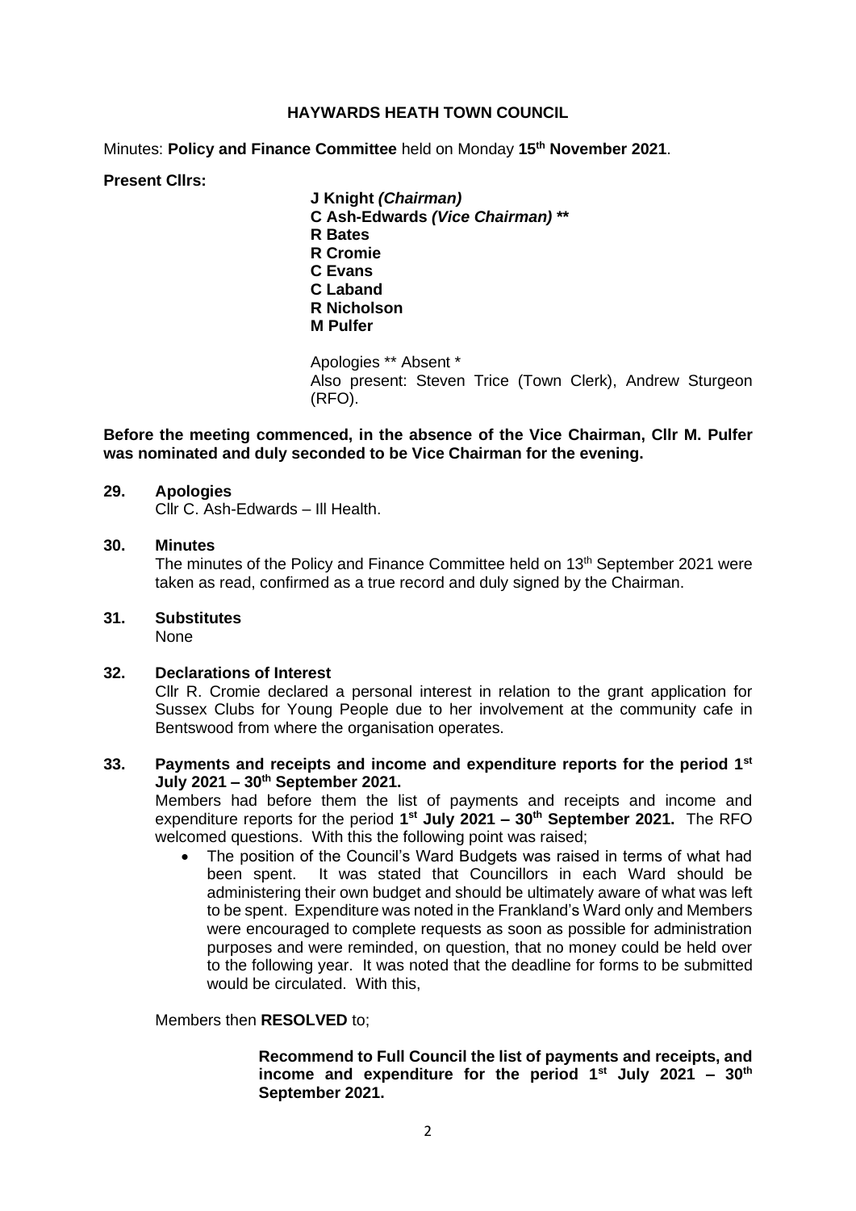**HAYWARDS HEATH TOWN COUNCIL**

Minutes: **Policy and Finance Committee** held on Monday **15th November 2021**.

**Present Cllrs:**

**J Knight *(Chairman)***
**C Ash-Edwards *(Vice Chairman)* \*\***
**R Bates**
**R Cromie**
**C Evans**
**C Laband**
**R Nicholson**
**M Pulfer**

Apologies ** Absent *
Also present: Steven Trice (Town Clerk), Andrew Sturgeon (RFO).

**Before the meeting commenced, in the absence of the Vice Chairman, Cllr M. Pulfer was nominated and duly seconded to be Vice Chairman for the evening.**

**29. Apologies**

Cllr C. Ash-Edwards – Ill Health.

**30. Minutes**

The minutes of the Policy and Finance Committee held on 13th September 2021 were taken as read, confirmed as a true record and duly signed by the Chairman.

**31. Substitutes**

None

**32. Declarations of Interest**

Cllr R. Cromie declared a personal interest in relation to the grant application for Sussex Clubs for Young People due to her involvement at the community cafe in Bentswood from where the organisation operates.

**33. Payments and receipts and income and expenditure reports for the period 1st July 2021 – 30th September 2021.**

Members had before them the list of payments and receipts and income and expenditure reports for the period **1st July 2021 – 30th September 2021.** The RFO welcomed questions. With this the following point was raised;

- The position of the Council's Ward Budgets was raised in terms of what had been spent. It was stated that Councillors in each Ward should be administering their own budget and should be ultimately aware of what was left to be spent. Expenditure was noted in the Frankland's Ward only and Members were encouraged to complete requests as soon as possible for administration purposes and were reminded, on question, that no money could be held over to the following year. It was noted that the deadline for forms to be submitted would be circulated. With this,

Members then **RESOLVED** to;

**Recommend to Full Council the list of payments and receipts, and income and expenditure for the period 1st July 2021 – 30th September 2021.**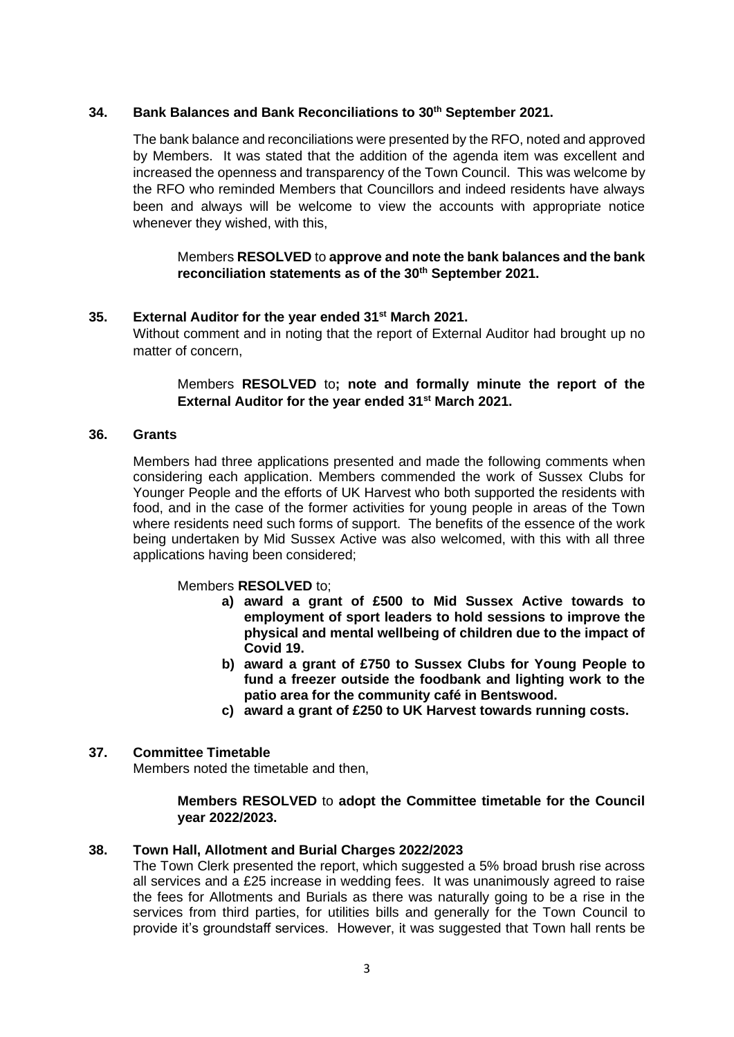## 34. Bank Balances and Bank Reconciliations to 30th September 2021.

The bank balance and reconciliations were presented by the RFO, noted and approved by Members. It was stated that the addition of the agenda item was excellent and increased the openness and transparency of the Town Council. This was welcome by the RFO who reminded Members that Councillors and indeed residents have always been and always will be welcome to view the accounts with appropriate notice whenever they wished, with this,

> Members **RESOLVED** to **approve and note the bank balances and the bank reconciliation statements as of the 30th September 2021.**

## 35. External Auditor for the year ended 31st March 2021.

Without comment and in noting that the report of External Auditor had brought up no matter of concern,

> Members **RESOLVED** to**; note and formally minute the report of the External Auditor for the year ended 31st March 2021.**

## 36. Grants

Members had three applications presented and made the following comments when considering each application. Members commended the work of Sussex Clubs for Younger People and the efforts of UK Harvest who both supported the residents with food, and in the case of the former activities for young people in areas of the Town where residents need such forms of support. The benefits of the essence of the work being undertaken by Mid Sussex Active was also welcomed, with this with all three applications having been considered;

> Members **RESOLVED** to;
>
> **a) award a grant of £500 to Mid Sussex Active towards to employment of sport leaders to hold sessions to improve the physical and mental wellbeing of children due to the impact of Covid 19.**
>
> **b) award a grant of £750 to Sussex Clubs for Young People to fund a freezer outside the foodbank and lighting work to the patio area for the community café in Bentswood.**
>
> **c) award a grant of £250 to UK Harvest towards running costs.**

## 37. Committee Timetable

Members noted the timetable and then,

> **Members RESOLVED** to **adopt the Committee timetable for the Council year 2022/2023.**

## 38. Town Hall, Allotment and Burial Charges 2022/2023

The Town Clerk presented the report, which suggested a 5% broad brush rise across all services and a £25 increase in wedding fees. It was unanimously agreed to raise the fees for Allotments and Burials as there was naturally going to be a rise in the services from third parties, for utilities bills and generally for the Town Council to provide it's groundstaff services. However, it was suggested that Town hall rents be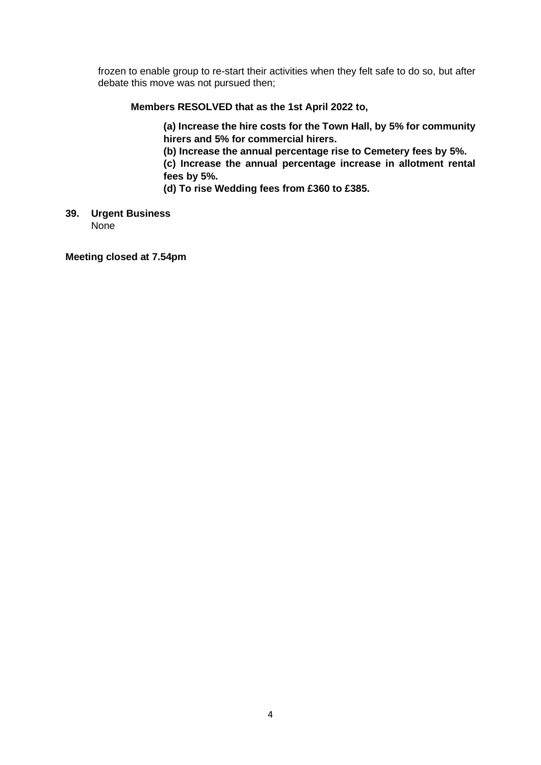frozen to enable group to re-start their activities when they felt safe to do so, but after debate this move was not pursued then;

**Members RESOLVED that as the 1st April 2022 to,**

**(a) Increase the hire costs for the Town Hall, by 5% for community hirers and 5% for commercial hirers.**
**(b) Increase the annual percentage rise to Cemetery fees by 5%.**
**(c) Increase the annual percentage increase in allotment rental fees by 5%.**
**(d) To rise Wedding fees from £360 to £385.**

**39. Urgent Business**
None

**Meeting closed at 7.54pm**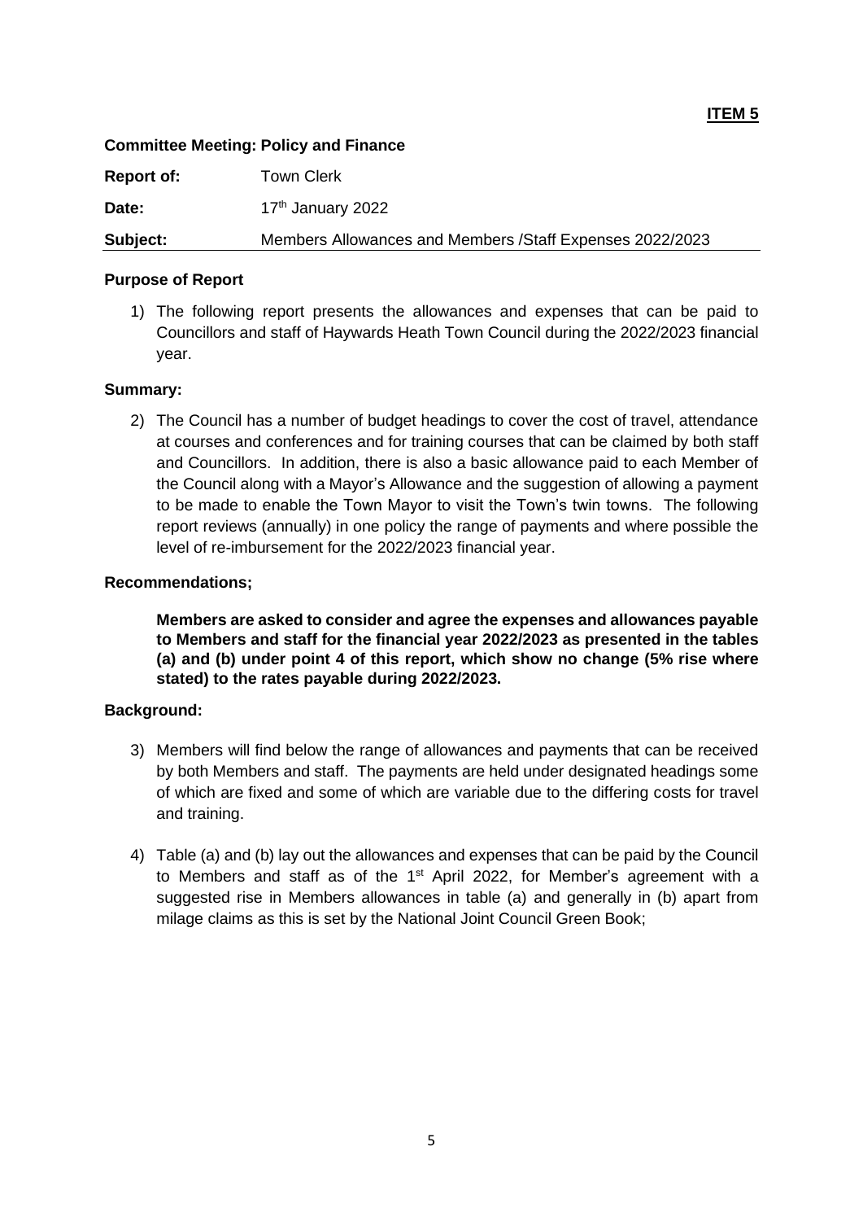**ITEM 5**

**Committee Meeting: Policy and Finance**

| | |
|---|---|
| **Report of:** | Town Clerk |
| **Date:** | 17th January 2022 |
| **Subject:** | Members Allowances and Members /Staff Expenses 2022/2023 |

**Purpose of Report**

1) The following report presents the allowances and expenses that can be paid to Councillors and staff of Haywards Heath Town Council during the 2022/2023 financial year.

**Summary:**

2) The Council has a number of budget headings to cover the cost of travel, attendance at courses and conferences and for training courses that can be claimed by both staff and Councillors. In addition, there is also a basic allowance paid to each Member of the Council along with a Mayor's Allowance and the suggestion of allowing a payment to be made to enable the Town Mayor to visit the Town's twin towns. The following report reviews (annually) in one policy the range of payments and where possible the level of re-imbursement for the 2022/2023 financial year.

**Recommendations;**

**Members are asked to consider and agree the expenses and allowances payable to Members and staff for the financial year 2022/2023 as presented in the tables (a) and (b) under point 4 of this report, which show no change (5% rise where stated) to the rates payable during 2022/2023.**

**Background:**

3) Members will find below the range of allowances and payments that can be received by both Members and staff. The payments are held under designated headings some of which are fixed and some of which are variable due to the differing costs for travel and training.

4) Table (a) and (b) lay out the allowances and expenses that can be paid by the Council to Members and staff as of the 1st April 2022, for Member's agreement with a suggested rise in Members allowances in table (a) and generally in (b) apart from milage claims as this is set by the National Joint Council Green Book;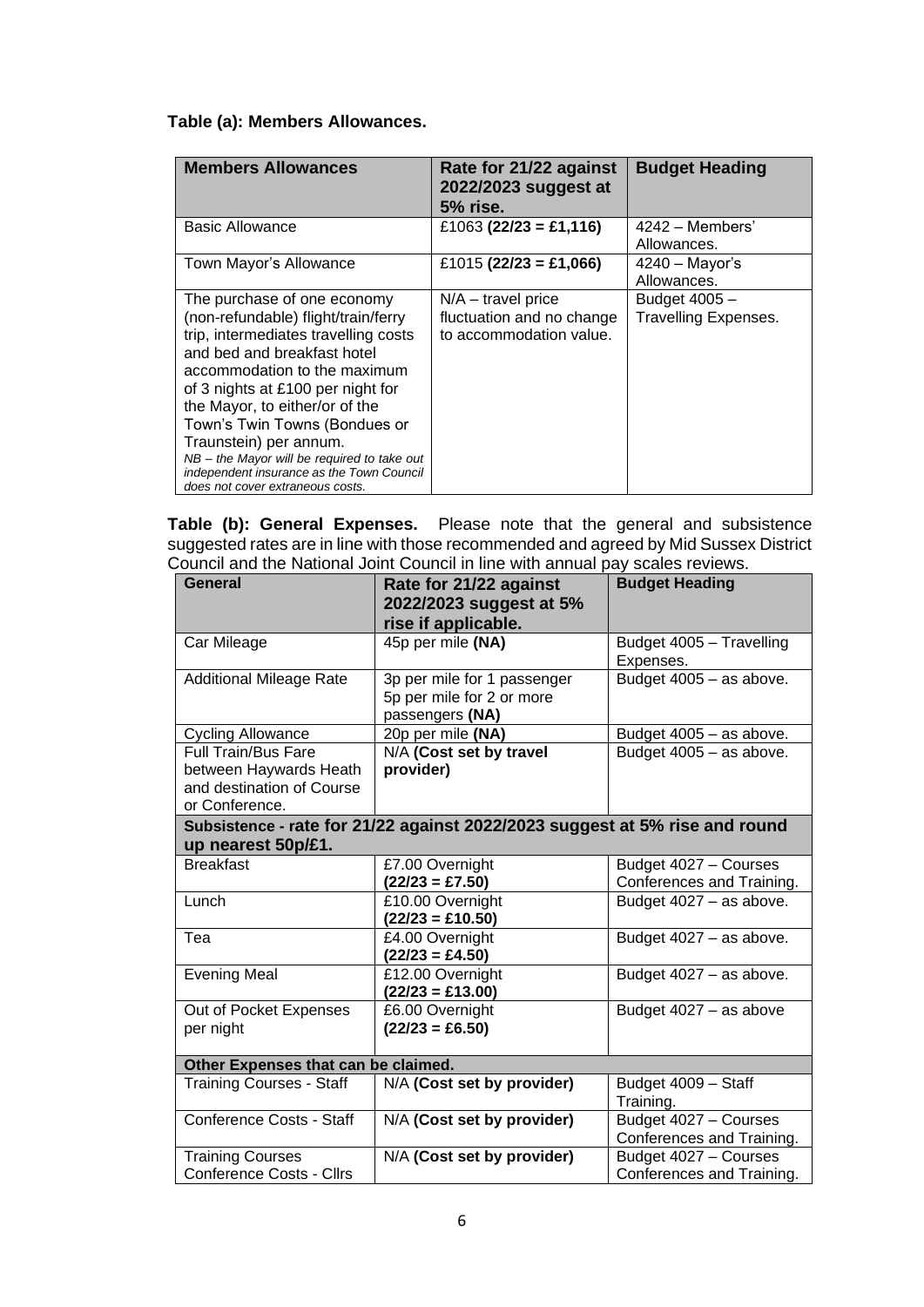**Table (a): Members Allowances.**

| Members Allowances | Rate for 21/22 against 2022/2023 suggest at 5% rise. | Budget Heading |
|---|---|---|
| Basic Allowance | £1063 **(22/23 = £1,116)** | 4242 – Members' Allowances. |
| Town Mayor's Allowance | £1015 **(22/23 = £1,066)** | 4240 – Mayor's Allowances. |
| The purchase of one economy (non-refundable) flight/train/ferry trip, intermediates travelling costs and bed and breakfast hotel accommodation to the maximum of 3 nights at £100 per night for the Mayor, to either/or of the Town's Twin Towns (Bondues or Traunstein) per annum. *NB – the Mayor will be required to take out independent insurance as the Town Council does not cover extraneous costs.* | N/A – travel price fluctuation and no change to accommodation value. | Budget 4005 – Travelling Expenses. |

**Table (b): General Expenses.** Please note that the general and subsistence suggested rates are in line with those recommended and agreed by Mid Sussex District Council and the National Joint Council in line with annual pay scales reviews.

| General | Rate for 21/22 against 2022/2023 suggest at 5% rise if applicable. | Budget Heading |
|---|---|---|
| Car Mileage | 45p per mile **(NA)** | Budget 4005 – Travelling Expenses. |
| Additional Mileage Rate | 3p per mile for 1 passenger<br>5p per mile for 2 or more passengers **(NA)** | Budget 4005 – as above. |
| Cycling Allowance | 20p per mile **(NA)** | Budget 4005 – as above. |
| Full Train/Bus Fare between Haywards Heath and destination of Course or Conference. | N/A **(Cost set by travel provider)** | Budget 4005 – as above. |
| **Subsistence - rate for 21/22 against 2022/2023 suggest at 5% rise and round up nearest 50p/£1.** | | |
| Breakfast | £7.00 Overnight<br>**(22/23 = £7.50)** | Budget 4027 – Courses Conferences and Training. |
| Lunch | £10.00 Overnight<br>**(22/23 = £10.50)** | Budget 4027 – as above. |
| Tea | £4.00 Overnight<br>**(22/23 = £4.50)** | Budget 4027 – as above. |
| Evening Meal | £12.00 Overnight<br>**(22/23 = £13.00)** | Budget 4027 – as above. |
| Out of Pocket Expenses per night | £6.00 Overnight<br>**(22/23 = £6.50)** | Budget 4027 – as above |
| **Other Expenses that can be claimed.** | | |
| Training Courses - Staff | N/A **(Cost set by provider)** | Budget 4009 – Staff Training. |
| Conference Costs - Staff | N/A **(Cost set by provider)** | Budget 4027 – Courses Conferences and Training. |
| Training Courses Conference Costs - Cllrs | N/A **(Cost set by provider)** | Budget 4027 – Courses Conferences and Training. |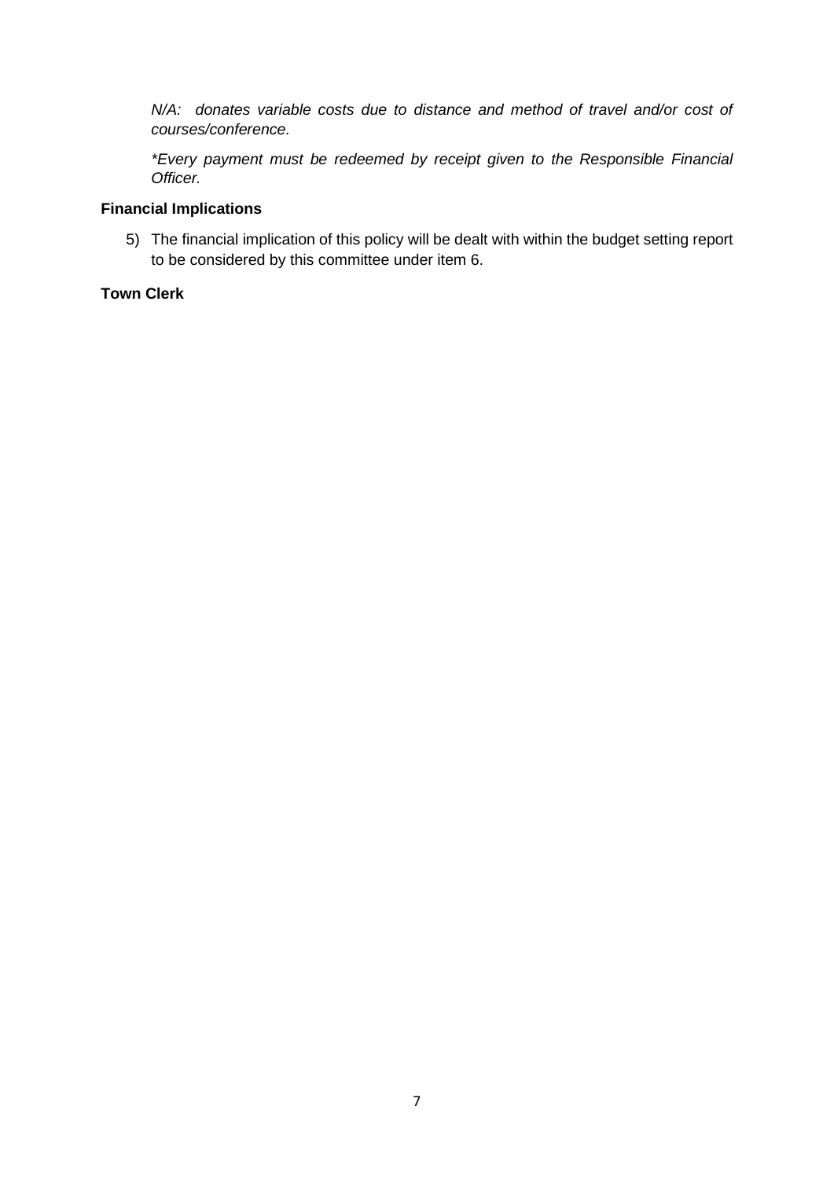*N/A: donates variable costs due to distance and method of travel and/or cost of courses/conference.*

*\*Every payment must be redeemed by receipt given to the Responsible Financial Officer.*

**Financial Implications**

5) The financial implication of this policy will be dealt with within the budget setting report to be considered by this committee under item 6.

**Town Clerk**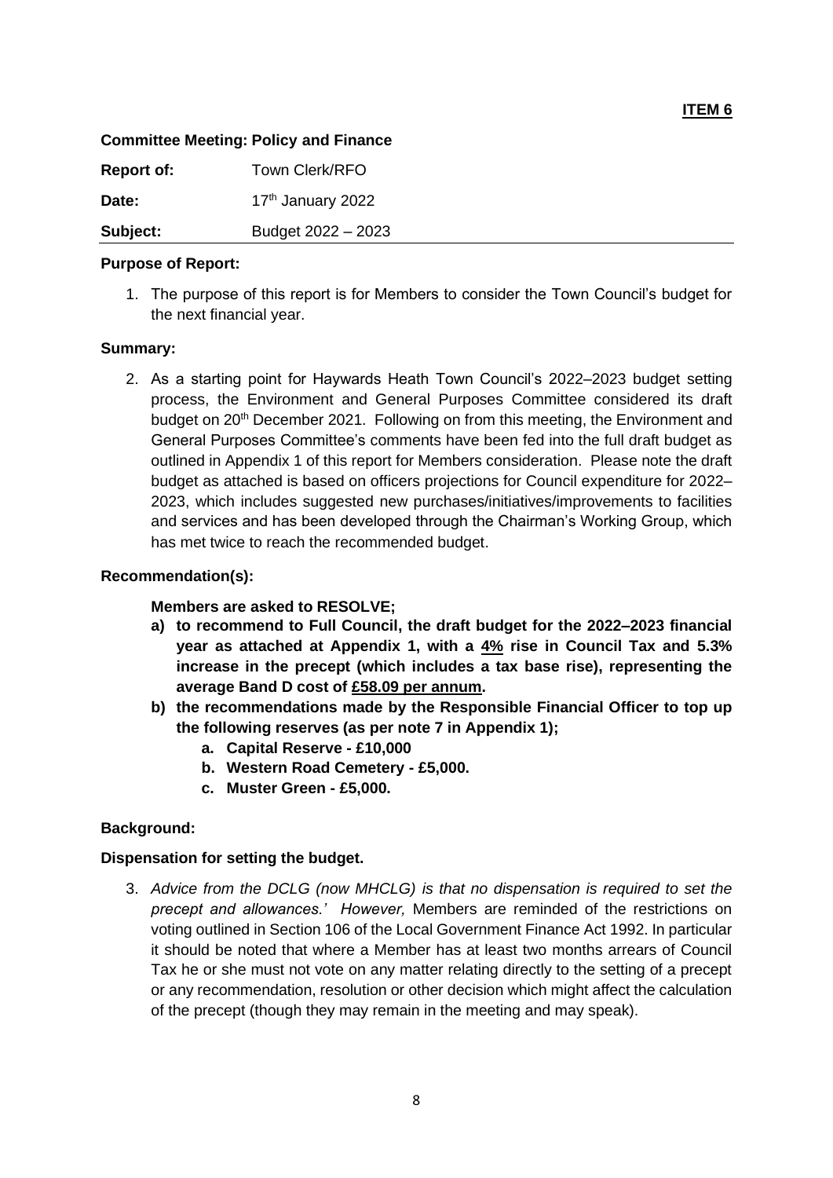**ITEM 6**

**Committee Meeting: Policy and Finance**

| | |
|---|---|
| **Report of:** | Town Clerk/RFO |
| **Date:** | 17th January 2022 |
| **Subject:** | Budget 2022 – 2023 |

**Purpose of Report:**

1. The purpose of this report is for Members to consider the Town Council's budget for the next financial year.

**Summary:**

2. As a starting point for Haywards Heath Town Council's 2022–2023 budget setting process, the Environment and General Purposes Committee considered its draft budget on 20th December 2021. Following on from this meeting, the Environment and General Purposes Committee's comments have been fed into the full draft budget as outlined in Appendix 1 of this report for Members consideration. Please note the draft budget as attached is based on officers projections for Council expenditure for 2022–2023, which includes suggested new purchases/initiatives/improvements to facilities and services and has been developed through the Chairman's Working Group, which has met twice to reach the recommended budget.

**Recommendation(s):**

**Members are asked to RESOLVE;**

**a) to recommend to Full Council, the draft budget for the 2022–2023 financial year as attached at Appendix 1, with a <u>4%</u> rise in Council Tax and 5.3% increase in the precept (which includes a tax base rise), representing the average Band D cost of <u>£58.09 per annum</u>.**

**b) the recommendations made by the Responsible Financial Officer to top up the following reserves (as per note 7 in Appendix 1);**

   **a. Capital Reserve - £10,000**
   
   **b. Western Road Cemetery - £5,000.**
   
   **c. Muster Green - £5,000.**

**Background:**

**Dispensation for setting the budget.**

3. *Advice from the DCLG (now MHCLG) is that no dispensation is required to set the precept and allowances.' However,* Members are reminded of the restrictions on voting outlined in Section 106 of the Local Government Finance Act 1992. In particular it should be noted that where a Member has at least two months arrears of Council Tax he or she must not vote on any matter relating directly to the setting of a precept or any recommendation, resolution or other decision which might affect the calculation of the precept (though they may remain in the meeting and may speak).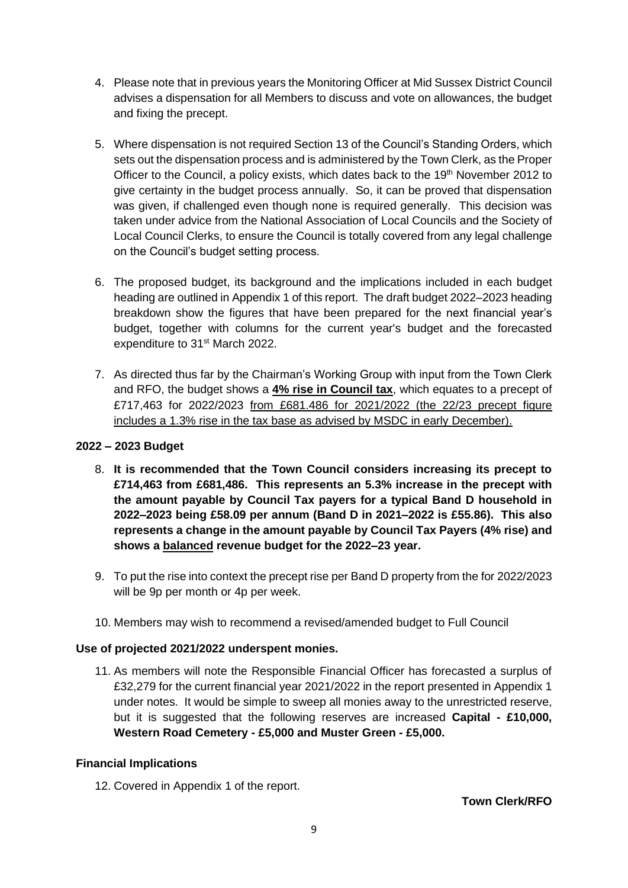4. Please note that in previous years the Monitoring Officer at Mid Sussex District Council advises a dispensation for all Members to discuss and vote on allowances, the budget and fixing the precept.

5. Where dispensation is not required Section 13 of the Council's Standing Orders, which sets out the dispensation process and is administered by the Town Clerk, as the Proper Officer to the Council, a policy exists, which dates back to the 19th November 2012 to give certainty in the budget process annually. So, it can be proved that dispensation was given, if challenged even though none is required generally. This decision was taken under advice from the National Association of Local Councils and the Society of Local Council Clerks, to ensure the Council is totally covered from any legal challenge on the Council's budget setting process.

6. The proposed budget, its background and the implications included in each budget heading are outlined in Appendix 1 of this report. The draft budget 2022–2023 heading breakdown show the figures that have been prepared for the next financial year's budget, together with columns for the current year's budget and the forecasted expenditure to 31st March 2022.

7. As directed thus far by the Chairman's Working Group with input from the Town Clerk and RFO, the budget shows a **4% rise in Council tax**, which equates to a precept of £717,463 for 2022/2023 from £681.486 for 2021/2022 (the 22/23 precept figure includes a 1.3% rise in the tax base as advised by MSDC in early December).

**2022 – 2023 Budget**

8. **It is recommended that the Town Council considers increasing its precept to £714,463 from £681,486. This represents an 5.3% increase in the precept with the amount payable by Council Tax payers for a typical Band D household in 2022–2023 being £58.09 per annum (Band D in 2021–2022 is £55.86). This also represents a change in the amount payable by Council Tax Payers (4% rise) and shows a balanced revenue budget for the 2022–23 year.**

9. To put the rise into context the precept rise per Band D property from the for 2022/2023 will be 9p per month or 4p per week.

10. Members may wish to recommend a revised/amended budget to Full Council

**Use of projected 2021/2022 underspent monies.**

11. As members will note the Responsible Financial Officer has forecasted a surplus of £32,279 for the current financial year 2021/2022 in the report presented in Appendix 1 under notes. It would be simple to sweep all monies away to the unrestricted reserve, but it is suggested that the following reserves are increased **Capital - £10,000, Western Road Cemetery - £5,000 and Muster Green - £5,000.**

**Financial Implications**

12. Covered in Appendix 1 of the report.

**Town Clerk/RFO**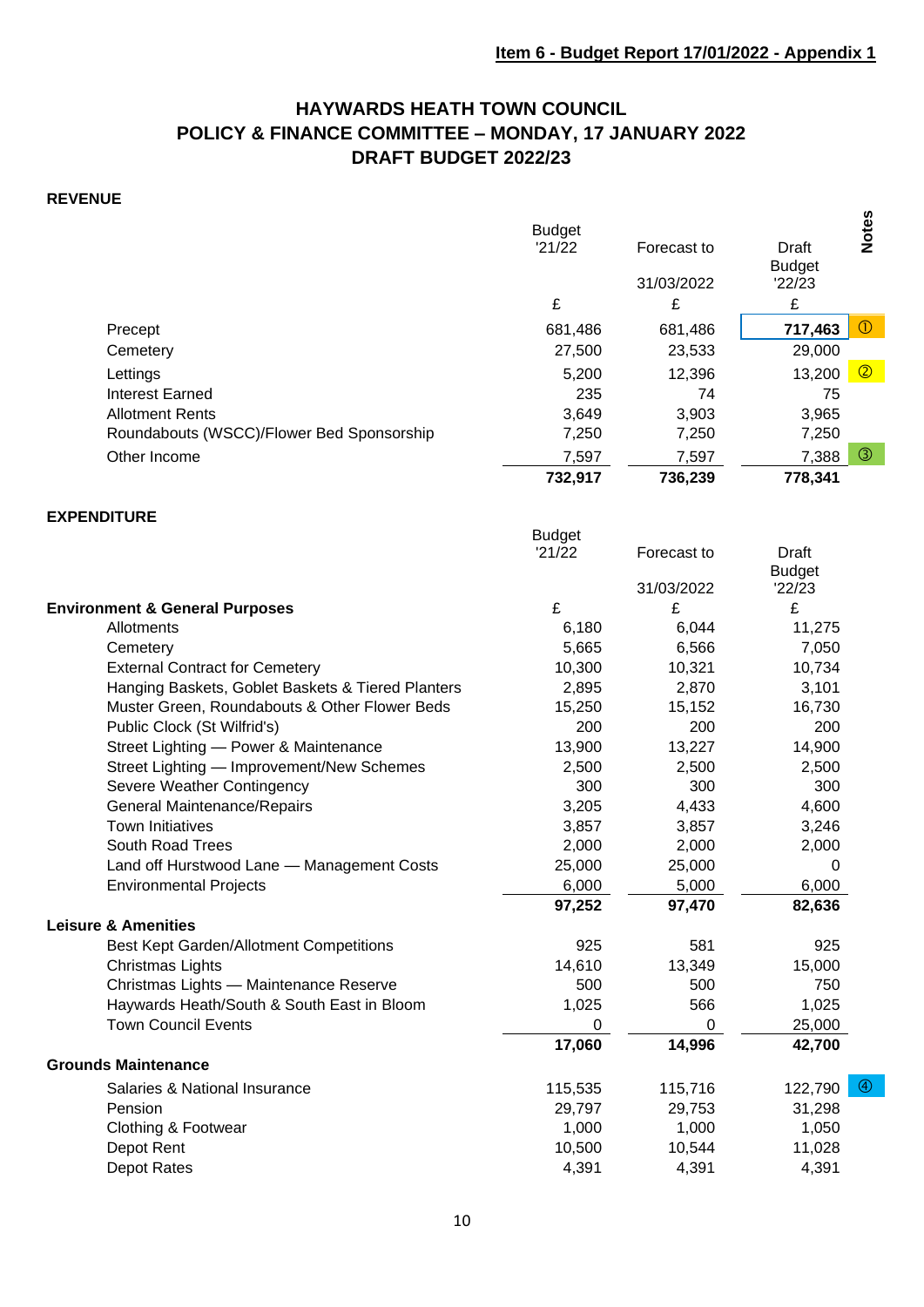**Item 6 - Budget Report 17/01/2022 - Appendix 1**

# HAYWARDS HEATH TOWN COUNCIL
## POLICY & FINANCE COMMITTEE – MONDAY, 17 JANUARY 2022
## DRAFT BUDGET 2022/23

### REVENUE

| | Budget '21/22 | Forecast to 31/03/2022 | Draft Budget '22/23 | Notes |
|---|---|---|---|---|
| | £ | £ | £ | |
| Precept | 681,486 | 681,486 | **717,463** | ① |
| Cemetery | 27,500 | 23,533 | 29,000 | |
| Lettings | 5,200 | 12,396 | 13,200 | ② |
| Interest Earned | 235 | 74 | 75 | |
| Allotment Rents | 3,649 | 3,903 | 3,965 | |
| Roundabouts (WSCC)/Flower Bed Sponsorship | 7,250 | 7,250 | 7,250 | |
| Other Income | 7,597 | 7,597 | 7,388 | ③ |
| | **732,917** | **736,239** | **778,341** | |

### EXPENDITURE

| | Budget '21/22 | Forecast to 31/03/2022 | Draft Budget '22/23 | Notes |
|---|---|---|---|---|
| **Environment & General Purposes** | £ | £ | £ | |
| Allotments | 6,180 | 6,044 | 11,275 | |
| Cemetery | 5,665 | 6,566 | 7,050 | |
| External Contract for Cemetery | 10,300 | 10,321 | 10,734 | |
| Hanging Baskets, Goblet Baskets & Tiered Planters | 2,895 | 2,870 | 3,101 | |
| Muster Green, Roundabouts & Other Flower Beds | 15,250 | 15,152 | 16,730 | |
| Public Clock (St Wilfrid's) | 200 | 200 | 200 | |
| Street Lighting — Power & Maintenance | 13,900 | 13,227 | 14,900 | |
| Street Lighting — Improvement/New Schemes | 2,500 | 2,500 | 2,500 | |
| Severe Weather Contingency | 300 | 300 | 300 | |
| General Maintenance/Repairs | 3,205 | 4,433 | 4,600 | |
| Town Initiatives | 3,857 | 3,857 | 3,246 | |
| South Road Trees | 2,000 | 2,000 | 2,000 | |
| Land off Hurstwood Lane — Management Costs | 25,000 | 25,000 | 0 | |
| Environmental Projects | 6,000 | 5,000 | 6,000 | |
| | **97,252** | **97,470** | **82,636** | |
| **Leisure & Amenities** | | | | |
| Best Kept Garden/Allotment Competitions | 925 | 581 | 925 | |
| Christmas Lights | 14,610 | 13,349 | 15,000 | |
| Christmas Lights — Maintenance Reserve | 500 | 500 | 750 | |
| Haywards Heath/South & South East in Bloom | 1,025 | 566 | 1,025 | |
| Town Council Events | 0 | 0 | 25,000 | |
| | **17,060** | **14,996** | **42,700** | |
| **Grounds Maintenance** | | | | |
| Salaries & National Insurance | 115,535 | 115,716 | 122,790 | ④ |
| Pension | 29,797 | 29,753 | 31,298 | |
| Clothing & Footwear | 1,000 | 1,000 | 1,050 | |
| Depot Rent | 10,500 | 10,544 | 11,028 | |
| Depot Rates | 4,391 | 4,391 | 4,391 | |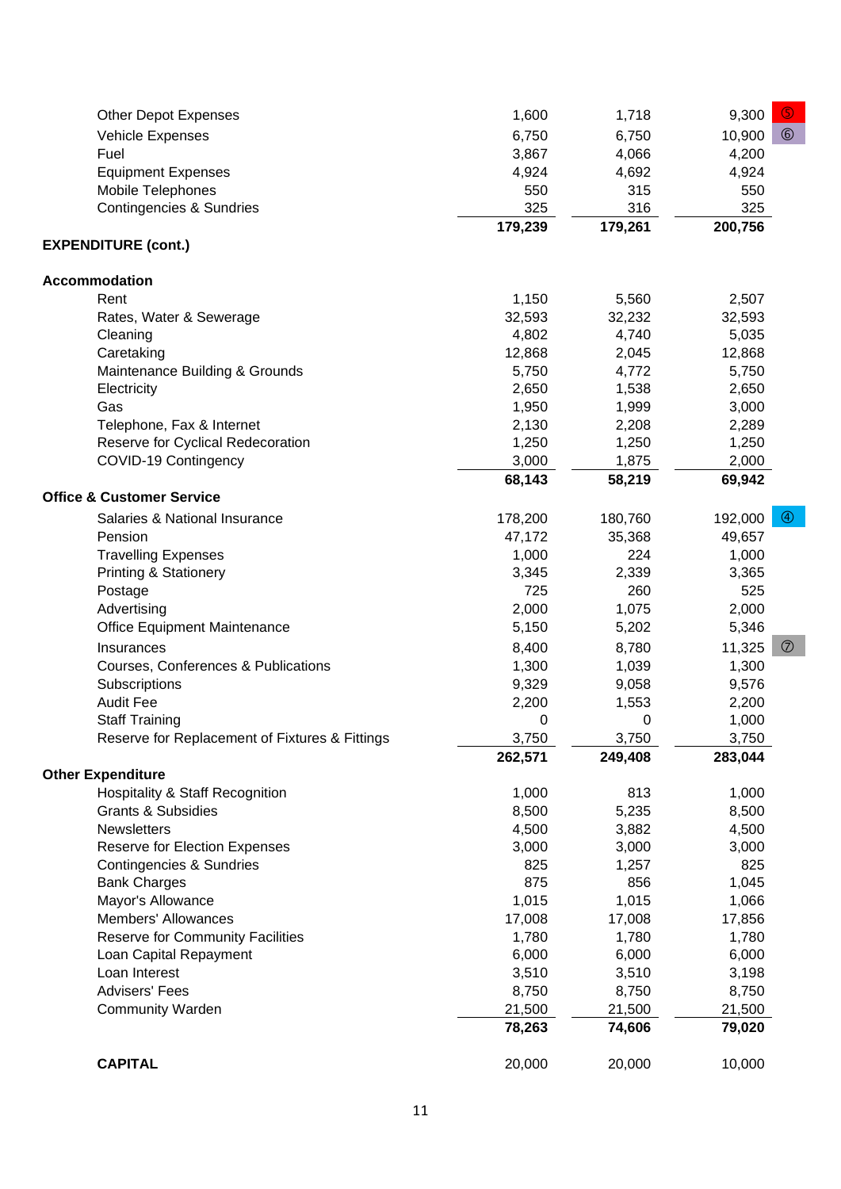| | | | | |
|---|---|---|---|---|
| Other Depot Expenses | 1,600 | 1,718 | 9,300 | ⑤ |
| Vehicle Expenses | 6,750 | 6,750 | 10,900 | ⑥ |
| Fuel | 3,867 | 4,066 | 4,200 | |
| Equipment Expenses | 4,924 | 4,692 | 4,924 | |
| Mobile Telephones | 550 | 315 | 550 | |
| Contingencies & Sundries | 325 | 316 | 325 | |
| | **179,239** | **179,261** | **200,756** | |
| **EXPENDITURE (cont.)** | | | | |
| **Accommodation** | | | | |
| Rent | 1,150 | 5,560 | 2,507 | |
| Rates, Water & Sewerage | 32,593 | 32,232 | 32,593 | |
| Cleaning | 4,802 | 4,740 | 5,035 | |
| Caretaking | 12,868 | 2,045 | 12,868 | |
| Maintenance Building & Grounds | 5,750 | 4,772 | 5,750 | |
| Electricity | 2,650 | 1,538 | 2,650 | |
| Gas | 1,950 | 1,999 | 3,000 | |
| Telephone, Fax & Internet | 2,130 | 2,208 | 2,289 | |
| Reserve for Cyclical Redecoration | 1,250 | 1,250 | 1,250 | |
| COVID-19 Contingency | 3,000 | 1,875 | 2,000 | |
| | **68,143** | **58,219** | **69,942** | |
| **Office & Customer Service** | | | | |
| Salaries & National Insurance | 178,200 | 180,760 | 192,000 | ④ |
| Pension | 47,172 | 35,368 | 49,657 | |
| Travelling Expenses | 1,000 | 224 | 1,000 | |
| Printing & Stationery | 3,345 | 2,339 | 3,365 | |
| Postage | 725 | 260 | 525 | |
| Advertising | 2,000 | 1,075 | 2,000 | |
| Office Equipment Maintenance | 5,150 | 5,202 | 5,346 | |
| Insurances | 8,400 | 8,780 | 11,325 | ⑦ |
| Courses, Conferences & Publications | 1,300 | 1,039 | 1,300 | |
| Subscriptions | 9,329 | 9,058 | 9,576 | |
| Audit Fee | 2,200 | 1,553 | 2,200 | |
| Staff Training | 0 | 0 | 1,000 | |
| Reserve for Replacement of Fixtures & Fittings | 3,750 | 3,750 | 3,750 | |
| | **262,571** | **249,408** | **283,044** | |
| **Other Expenditure** | | | | |
| Hospitality & Staff Recognition | 1,000 | 813 | 1,000 | |
| Grants & Subsidies | 8,500 | 5,235 | 8,500 | |
| Newsletters | 4,500 | 3,882 | 4,500 | |
| Reserve for Election Expenses | 3,000 | 3,000 | 3,000 | |
| Contingencies & Sundries | 825 | 1,257 | 825 | |
| Bank Charges | 875 | 856 | 1,045 | |
| Mayor's Allowance | 1,015 | 1,015 | 1,066 | |
| Members' Allowances | 17,008 | 17,008 | 17,856 | |
| Reserve for Community Facilities | 1,780 | 1,780 | 1,780 | |
| Loan Capital Repayment | 6,000 | 6,000 | 6,000 | |
| Loan Interest | 3,510 | 3,510 | 3,198 | |
| Advisers' Fees | 8,750 | 8,750 | 8,750 | |
| Community Warden | 21,500 | 21,500 | 21,500 | |
| | **78,263** | **74,606** | **79,020** | |
| **CAPITAL** | 20,000 | 20,000 | 10,000 | |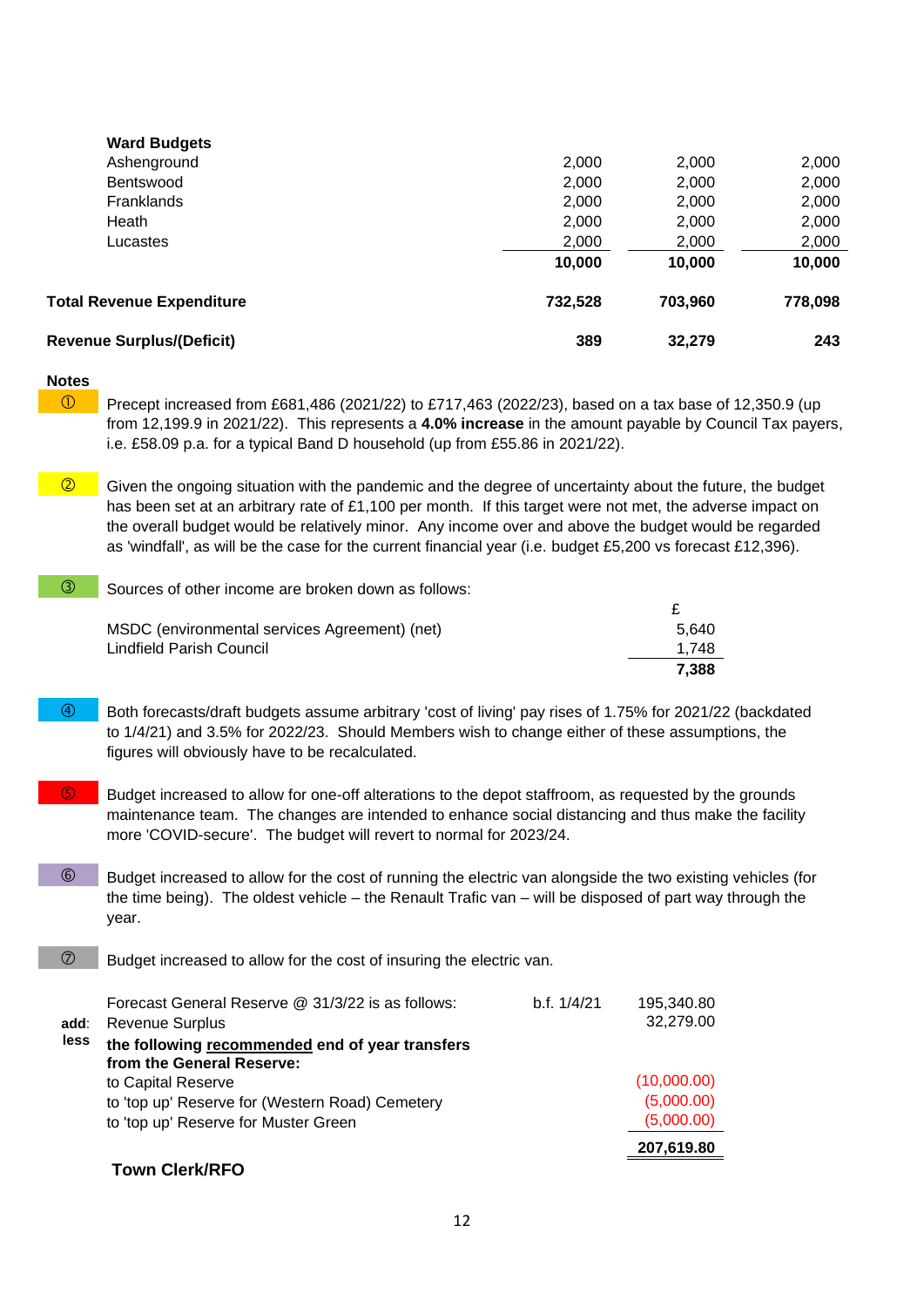| | | | |
|---|---|---|---|
| **Ward Budgets** | | | |
| Ashenground | 2,000 | 2,000 | 2,000 |
| Bentswood | 2,000 | 2,000 | 2,000 |
| Franklands | 2,000 | 2,000 | 2,000 |
| Heath | 2,000 | 2,000 | 2,000 |
| Lucastes | 2,000 | 2,000 | 2,000 |
| | **10,000** | **10,000** | **10,000** |
| **Total Revenue Expenditure** | **732,528** | **703,960** | **778,098** |
| **Revenue Surplus/(Deficit)** | **389** | **32,279** | **243** |

**Notes**

① Precept increased from £681,486 (2021/22) to £717,463 (2022/23), based on a tax base of 12,350.9 (up from 12,199.9 in 2021/22). This represents a **4.0% increase** in the amount payable by Council Tax payers, i.e. £58.09 p.a. for a typical Band D household (up from £55.86 in 2021/22).

② Given the ongoing situation with the pandemic and the degree of uncertainty about the future, the budget has been set at an arbitrary rate of £1,100 per month. If this target were not met, the adverse impact on the overall budget would be relatively minor. Any income over and above the budget would be regarded as 'windfall', as will be the case for the current financial year (i.e. budget £5,200 vs forecast £12,396).

③ Sources of other income are broken down as follows:

| | £ |
|---|---|
| MSDC (environmental services Agreement) (net) | 5,640 |
| Lindfield Parish Council | 1,748 |
| | **7,388** |

④ Both forecasts/draft budgets assume arbitrary 'cost of living' pay rises of 1.75% for 2021/22 (backdated to 1/4/21) and 3.5% for 2022/23. Should Members wish to change either of these assumptions, the figures will obviously have to be recalculated.

⑤ Budget increased to allow for one-off alterations to the depot staffroom, as requested by the grounds maintenance team. The changes are intended to enhance social distancing and thus make the facility more 'COVID-secure'. The budget will revert to normal for 2023/24.

⑥ Budget increased to allow for the cost of running the electric van alongside the two existing vehicles (for the time being). The oldest vehicle – the Renault Trafic van – will be disposed of part way through the year.

⑦ Budget increased to allow for the cost of insuring the electric van.

| | | | |
|---|---|---|---|
| | Forecast General Reserve @ 31/3/22 is as follows: | b.f. 1/4/21 | 195,340.80 |
| add: | Revenue Surplus | | 32,279.00 |
| less | **the following <u>recommended</u> end of year transfers from the General Reserve:** | | |
| | to Capital Reserve | | (10,000.00) |
| | to 'top up' Reserve for (Western Road) Cemetery | | (5,000.00) |
| | to 'top up' Reserve for Muster Green | | (5,000.00) |
| | | | **207,619.80** |

**Town Clerk/RFO**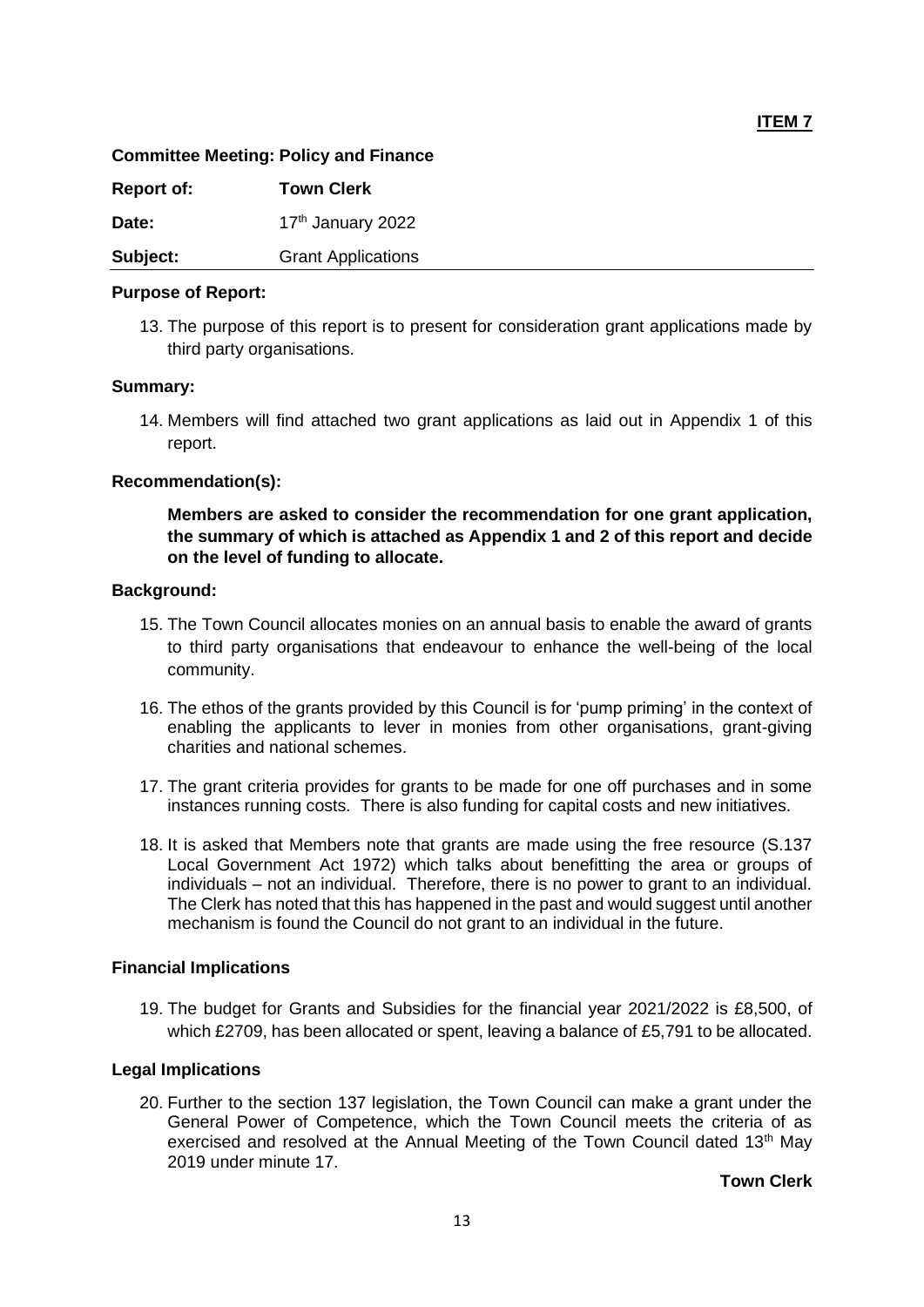**ITEM 7**

**Committee Meeting: Policy and Finance**

| | |
|---|---|
| **Report of:** | **Town Clerk** |
| **Date:** | 17th January 2022 |
| **Subject:** | Grant Applications |

**Purpose of Report:**

13. The purpose of this report is to present for consideration grant applications made by third party organisations.

**Summary:**

14. Members will find attached two grant applications as laid out in Appendix 1 of this report.

**Recommendation(s):**

**Members are asked to consider the recommendation for one grant application, the summary of which is attached as Appendix 1 and 2 of this report and decide on the level of funding to allocate.**

**Background:**

15. The Town Council allocates monies on an annual basis to enable the award of grants to third party organisations that endeavour to enhance the well-being of the local community.

16. The ethos of the grants provided by this Council is for 'pump priming' in the context of enabling the applicants to lever in monies from other organisations, grant-giving charities and national schemes.

17. The grant criteria provides for grants to be made for one off purchases and in some instances running costs. There is also funding for capital costs and new initiatives.

18. It is asked that Members note that grants are made using the free resource (S.137 Local Government Act 1972) which talks about benefitting the area or groups of individuals – not an individual. Therefore, there is no power to grant to an individual. The Clerk has noted that this has happened in the past and would suggest until another mechanism is found the Council do not grant to an individual in the future.

**Financial Implications**

19. The budget for Grants and Subsidies for the financial year 2021/2022 is £8,500, of which £2709, has been allocated or spent, leaving a balance of £5,791 to be allocated.

**Legal Implications**

20. Further to the section 137 legislation, the Town Council can make a grant under the General Power of Competence, which the Town Council meets the criteria of as exercised and resolved at the Annual Meeting of the Town Council dated 13th May 2019 under minute 17.

**Town Clerk**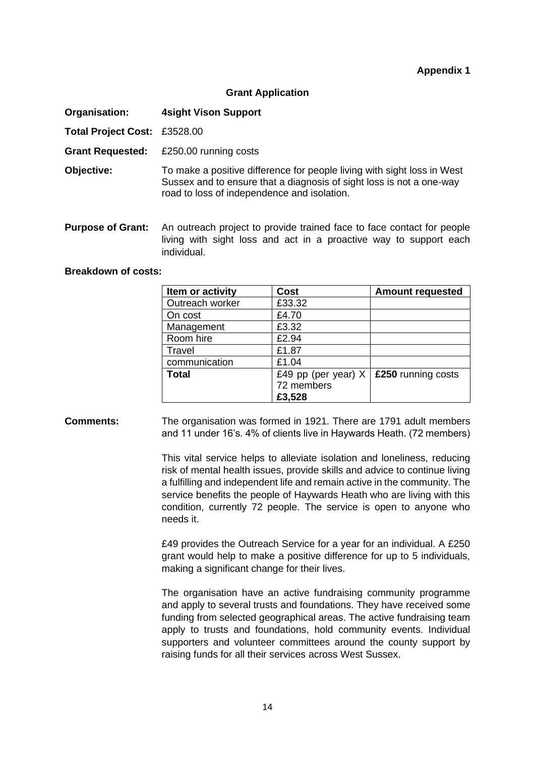**Appendix 1**

**Grant Application**

**Organisation:** **4sight Vison Support**

**Total Project Cost:** £3528.00

**Grant Requested:** £250.00 running costs

**Objective:** To make a positive difference for people living with sight loss in West Sussex and to ensure that a diagnosis of sight loss is not a one-way road to loss of independence and isolation.

**Purpose of Grant:** An outreach project to provide trained face to face contact for people living with sight loss and act in a proactive way to support each individual.

**Breakdown of costs:**

| Item or activity | Cost | Amount requested |
|---|---|---|
| Outreach worker | £33.32 | |
| On cost | £4.70 | |
| Management | £3.32 | |
| Room hire | £2.94 | |
| Travel | £1.87 | |
| communication | £1.04 | |
| **Total** | £49 pp (per year) X 72 members **£3,528** | **£250** running costs |

**Comments:** The organisation was formed in 1921. There are 1791 adult members and 11 under 16's. 4% of clients live in Haywards Heath. (72 members)

This vital service helps to alleviate isolation and loneliness, reducing risk of mental health issues, provide skills and advice to continue living a fulfilling and independent life and remain active in the community. The service benefits the people of Haywards Heath who are living with this condition, currently 72 people. The service is open to anyone who needs it.

£49 provides the Outreach Service for a year for an individual. A £250 grant would help to make a positive difference for up to 5 individuals, making a significant change for their lives.

The organisation have an active fundraising community programme and apply to several trusts and foundations. They have received some funding from selected geographical areas. The active fundraising team apply to trusts and foundations, hold community events. Individual supporters and volunteer committees around the county support by raising funds for all their services across West Sussex.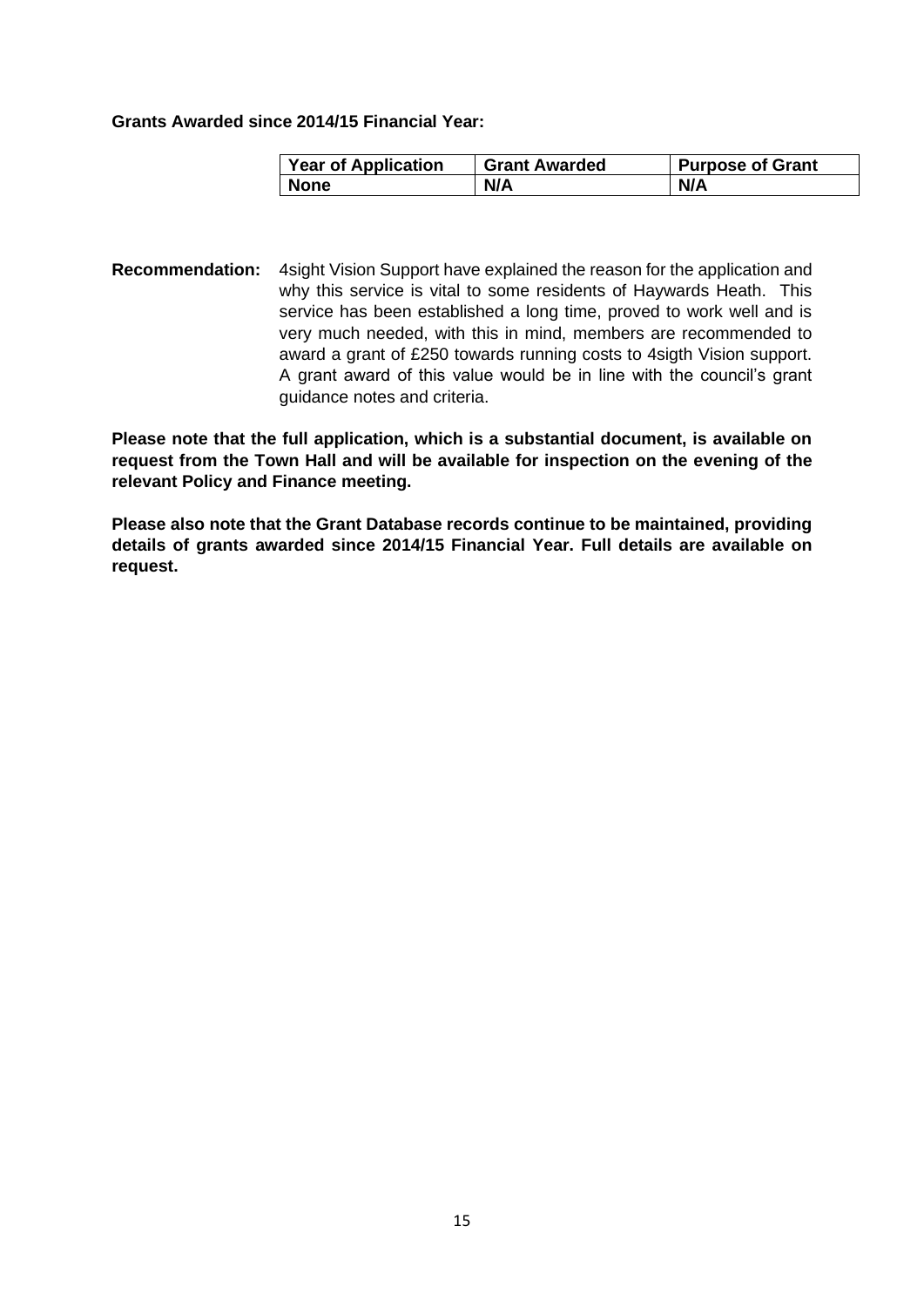**Grants Awarded since 2014/15 Financial Year:**

| Year of Application | Grant Awarded | Purpose of Grant |
|---|---|---|
| **None** | **N/A** | **N/A** |

**Recommendation:** 4sight Vision Support have explained the reason for the application and why this service is vital to some residents of Haywards Heath. This service has been established a long time, proved to work well and is very much needed, with this in mind, members are recommended to award a grant of £250 towards running costs to 4sigth Vision support. A grant award of this value would be in line with the council's grant guidance notes and criteria.

**Please note that the full application, which is a substantial document, is available on request from the Town Hall and will be available for inspection on the evening of the relevant Policy and Finance meeting.**

**Please also note that the Grant Database records continue to be maintained, providing details of grants awarded since 2014/15 Financial Year. Full details are available on request.**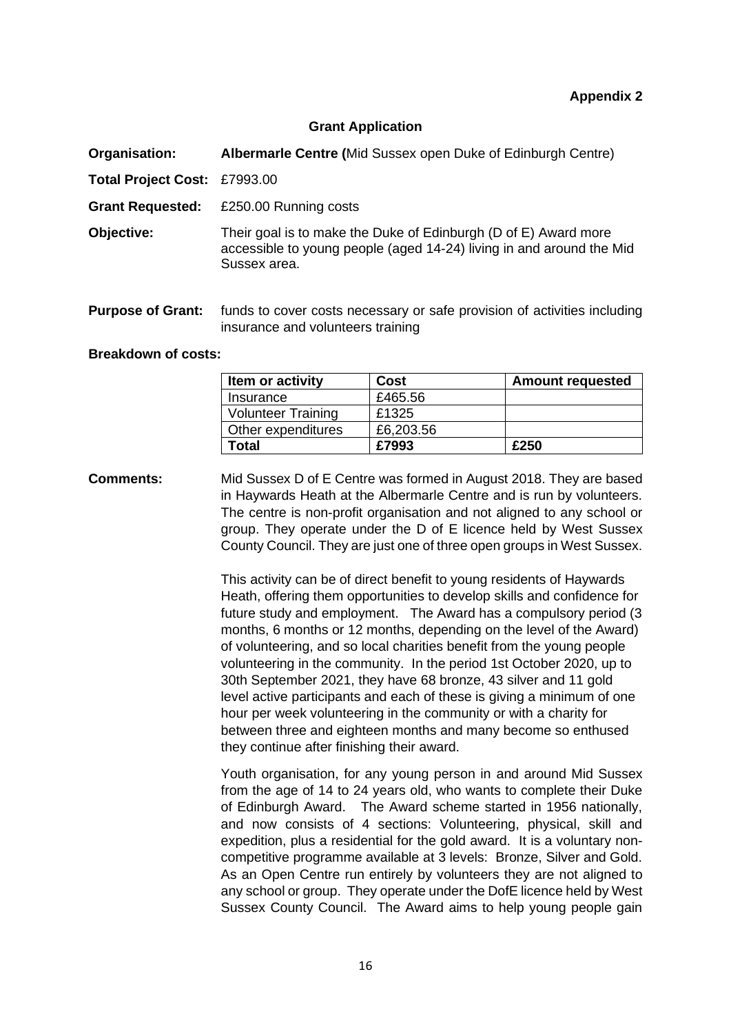**Appendix 2**

**Grant Application**

**Organisation:** **Albermarle Centre (**Mid Sussex open Duke of Edinburgh Centre)

**Total Project Cost:** £7993.00

**Grant Requested:** £250.00 Running costs

**Objective:** Their goal is to make the Duke of Edinburgh (D of E) Award more accessible to young people (aged 14-24) living in and around the Mid Sussex area.

**Purpose of Grant:** funds to cover costs necessary or safe provision of activities including insurance and volunteers training

**Breakdown of costs:**

| Item or activity | Cost | Amount requested |
|---|---|---|
| Insurance | £465.56 | |
| Volunteer Training | £1325 | |
| Other expenditures | £6,203.56 | |
| **Total** | **£7993** | **£250** |

**Comments:** Mid Sussex D of E Centre was formed in August 2018. They are based in Haywards Heath at the Albermarle Centre and is run by volunteers. The centre is non-profit organisation and not aligned to any school or group. They operate under the D of E licence held by West Sussex County Council. They are just one of three open groups in West Sussex.

This activity can be of direct benefit to young residents of Haywards Heath, offering them opportunities to develop skills and confidence for future study and employment. The Award has a compulsory period (3 months, 6 months or 12 months, depending on the level of the Award) of volunteering, and so local charities benefit from the young people volunteering in the community. In the period 1st October 2020, up to 30th September 2021, they have 68 bronze, 43 silver and 11 gold level active participants and each of these is giving a minimum of one hour per week volunteering in the community or with a charity for between three and eighteen months and many become so enthused they continue after finishing their award.

Youth organisation, for any young person in and around Mid Sussex from the age of 14 to 24 years old, who wants to complete their Duke of Edinburgh Award. The Award scheme started in 1956 nationally, and now consists of 4 sections: Volunteering, physical, skill and expedition, plus a residential for the gold award. It is a voluntary non-competitive programme available at 3 levels: Bronze, Silver and Gold. As an Open Centre run entirely by volunteers they are not aligned to any school or group. They operate under the DofE licence held by West Sussex County Council. The Award aims to help young people gain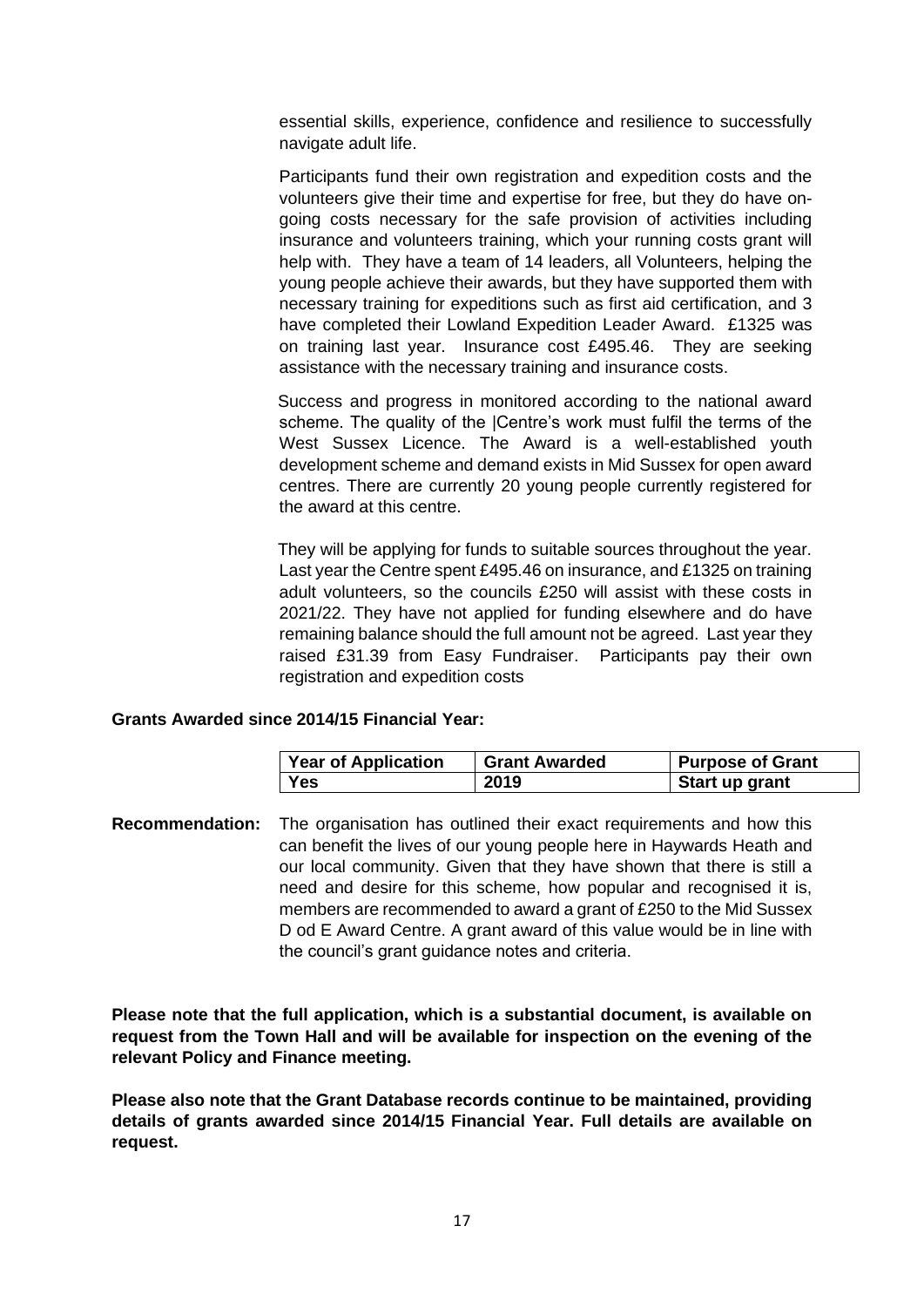essential skills, experience, confidence and resilience to successfully navigate adult life.

Participants fund their own registration and expedition costs and the volunteers give their time and expertise for free, but they do have on-going costs necessary for the safe provision of activities including insurance and volunteers training, which your running costs grant will help with. They have a team of 14 leaders, all Volunteers, helping the young people achieve their awards, but they have supported them with necessary training for expeditions such as first aid certification, and 3 have completed their Lowland Expedition Leader Award. £1325 was on training last year. Insurance cost £495.46. They are seeking assistance with the necessary training and insurance costs.

Success and progress in monitored according to the national award scheme. The quality of the |Centre's work must fulfil the terms of the West Sussex Licence. The Award is a well-established youth development scheme and demand exists in Mid Sussex for open award centres. There are currently 20 young people currently registered for the award at this centre.

They will be applying for funds to suitable sources throughout the year. Last year the Centre spent £495.46 on insurance, and £1325 on training adult volunteers, so the councils £250 will assist with these costs in 2021/22. They have not applied for funding elsewhere and do have remaining balance should the full amount not be agreed. Last year they raised £31.39 from Easy Fundraiser. Participants pay their own registration and expedition costs

**Grants Awarded since 2014/15 Financial Year:**

| Year of Application | Grant Awarded | Purpose of Grant |
|---|---|---|
| **Yes** | **2019** | **Start up grant** |

**Recommendation:** The organisation has outlined their exact requirements and how this can benefit the lives of our young people here in Haywards Heath and our local community. Given that they have shown that there is still a need and desire for this scheme, how popular and recognised it is, members are recommended to award a grant of £250 to the Mid Sussex D od E Award Centre. A grant award of this value would be in line with the council's grant guidance notes and criteria.

**Please note that the full application, which is a substantial document, is available on request from the Town Hall and will be available for inspection on the evening of the relevant Policy and Finance meeting.**

**Please also note that the Grant Database records continue to be maintained, providing details of grants awarded since 2014/15 Financial Year. Full details are available on request.**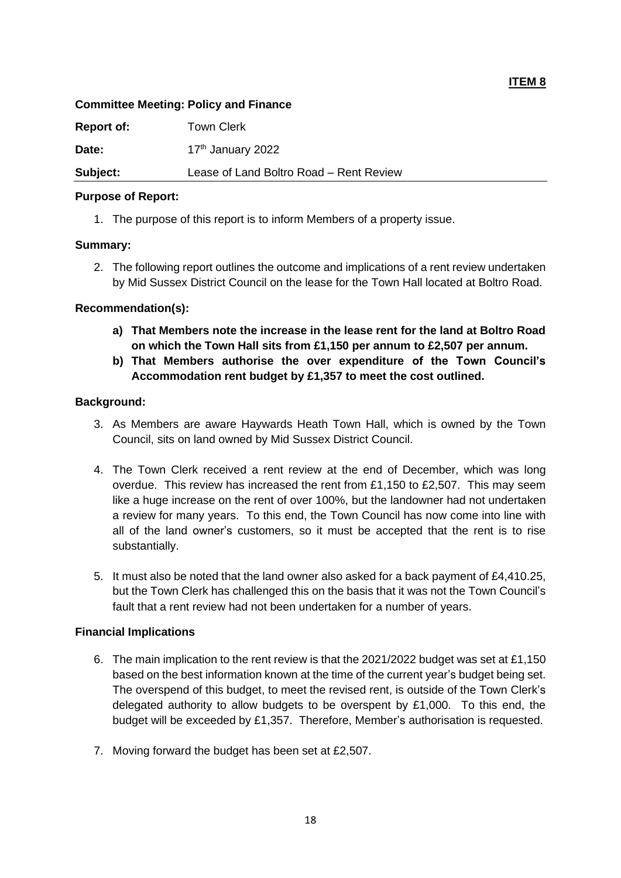**ITEM 8**

**Committee Meeting: Policy and Finance**

| | |
|---|---|
| **Report of:** | Town Clerk |
| **Date:** | 17th January 2022 |
| **Subject:** | Lease of Land Boltro Road – Rent Review |

**Purpose of Report:**

1. The purpose of this report is to inform Members of a property issue.

**Summary:**

2. The following report outlines the outcome and implications of a rent review undertaken by Mid Sussex District Council on the lease for the Town Hall located at Boltro Road.

**Recommendation(s):**

a) **That Members note the increase in the lease rent for the land at Boltro Road on which the Town Hall sits from £1,150 per annum to £2,507 per annum.**

b) **That Members authorise the over expenditure of the Town Council's Accommodation rent budget by £1,357 to meet the cost outlined.**

**Background:**

3. As Members are aware Haywards Heath Town Hall, which is owned by the Town Council, sits on land owned by Mid Sussex District Council.

4. The Town Clerk received a rent review at the end of December, which was long overdue. This review has increased the rent from £1,150 to £2,507. This may seem like a huge increase on the rent of over 100%, but the landowner had not undertaken a review for many years. To this end, the Town Council has now come into line with all of the land owner's customers, so it must be accepted that the rent is to rise substantially.

5. It must also be noted that the land owner also asked for a back payment of £4,410.25, but the Town Clerk has challenged this on the basis that it was not the Town Council's fault that a rent review had not been undertaken for a number of years.

**Financial Implications**

6. The main implication to the rent review is that the 2021/2022 budget was set at £1,150 based on the best information known at the time of the current year's budget being set. The overspend of this budget, to meet the revised rent, is outside of the Town Clerk's delegated authority to allow budgets to be overspent by £1,000. To this end, the budget will be exceeded by £1,357. Therefore, Member's authorisation is requested.

7. Moving forward the budget has been set at £2,507.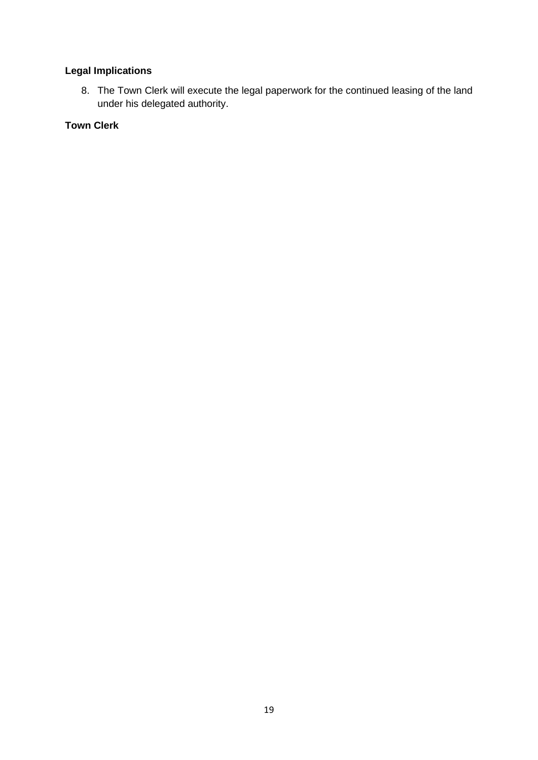**Legal Implications**

8. The Town Clerk will execute the legal paperwork for the continued leasing of the land under his delegated authority.

**Town Clerk**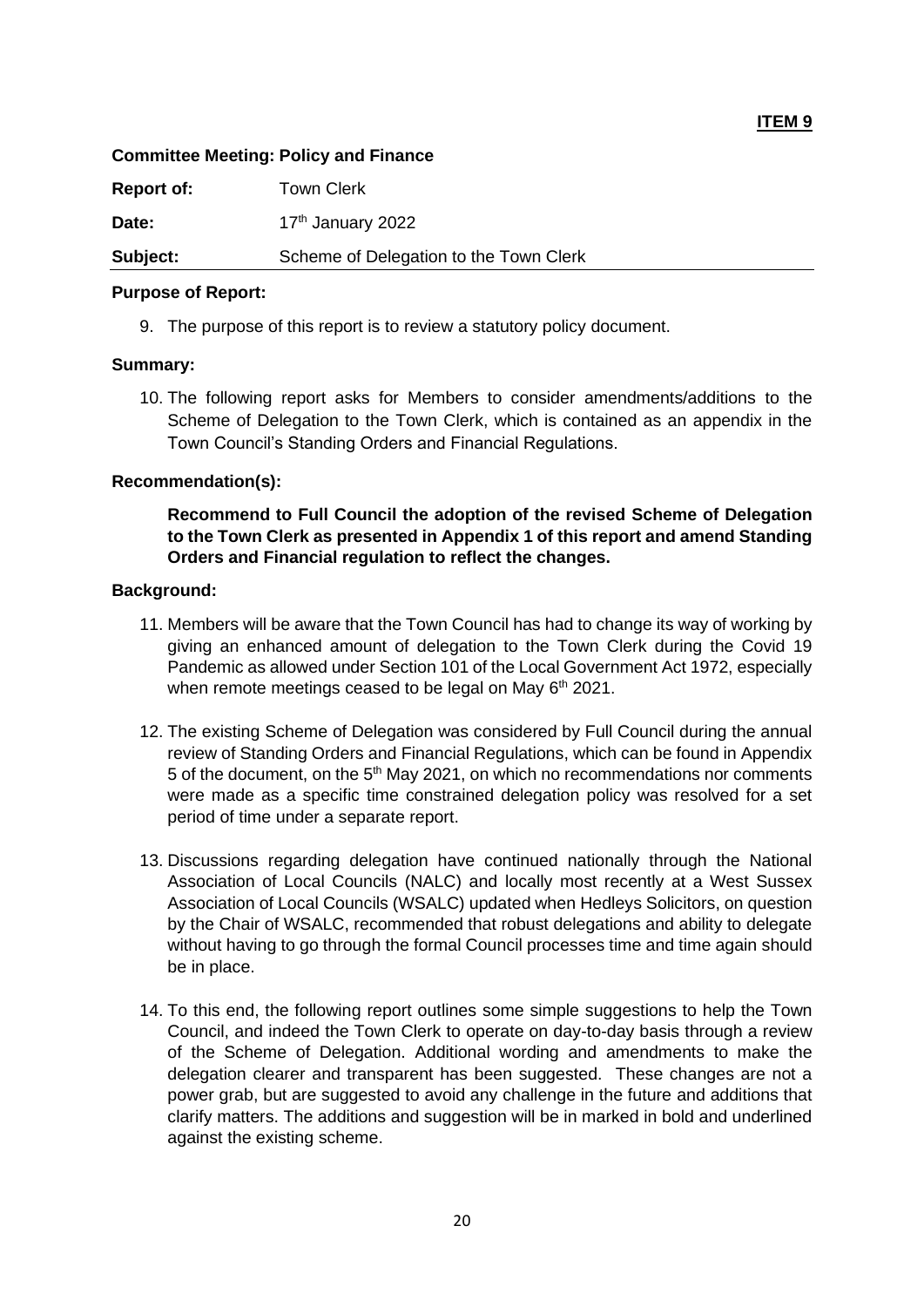**ITEM 9**

**Committee Meeting: Policy and Finance**

| | |
|---|---|
| **Report of:** | Town Clerk |
| **Date:** | 17th January 2022 |
| **Subject:** | Scheme of Delegation to the Town Clerk |

**Purpose of Report:**

9. The purpose of this report is to review a statutory policy document.

**Summary:**

10. The following report asks for Members to consider amendments/additions to the Scheme of Delegation to the Town Clerk, which is contained as an appendix in the Town Council's Standing Orders and Financial Regulations.

**Recommendation(s):**

**Recommend to Full Council the adoption of the revised Scheme of Delegation to the Town Clerk as presented in Appendix 1 of this report and amend Standing Orders and Financial regulation to reflect the changes.**

**Background:**

11. Members will be aware that the Town Council has had to change its way of working by giving an enhanced amount of delegation to the Town Clerk during the Covid 19 Pandemic as allowed under Section 101 of the Local Government Act 1972, especially when remote meetings ceased to be legal on May 6th 2021.

12. The existing Scheme of Delegation was considered by Full Council during the annual review of Standing Orders and Financial Regulations, which can be found in Appendix 5 of the document, on the 5th May 2021, on which no recommendations nor comments were made as a specific time constrained delegation policy was resolved for a set period of time under a separate report.

13. Discussions regarding delegation have continued nationally through the National Association of Local Councils (NALC) and locally most recently at a West Sussex Association of Local Councils (WSALC) updated when Hedleys Solicitors, on question by the Chair of WSALC, recommended that robust delegations and ability to delegate without having to go through the formal Council processes time and time again should be in place.

14. To this end, the following report outlines some simple suggestions to help the Town Council, and indeed the Town Clerk to operate on day-to-day basis through a review of the Scheme of Delegation. Additional wording and amendments to make the delegation clearer and transparent has been suggested. These changes are not a power grab, but are suggested to avoid any challenge in the future and additions that clarify matters. The additions and suggestion will be in marked in bold and underlined against the existing scheme.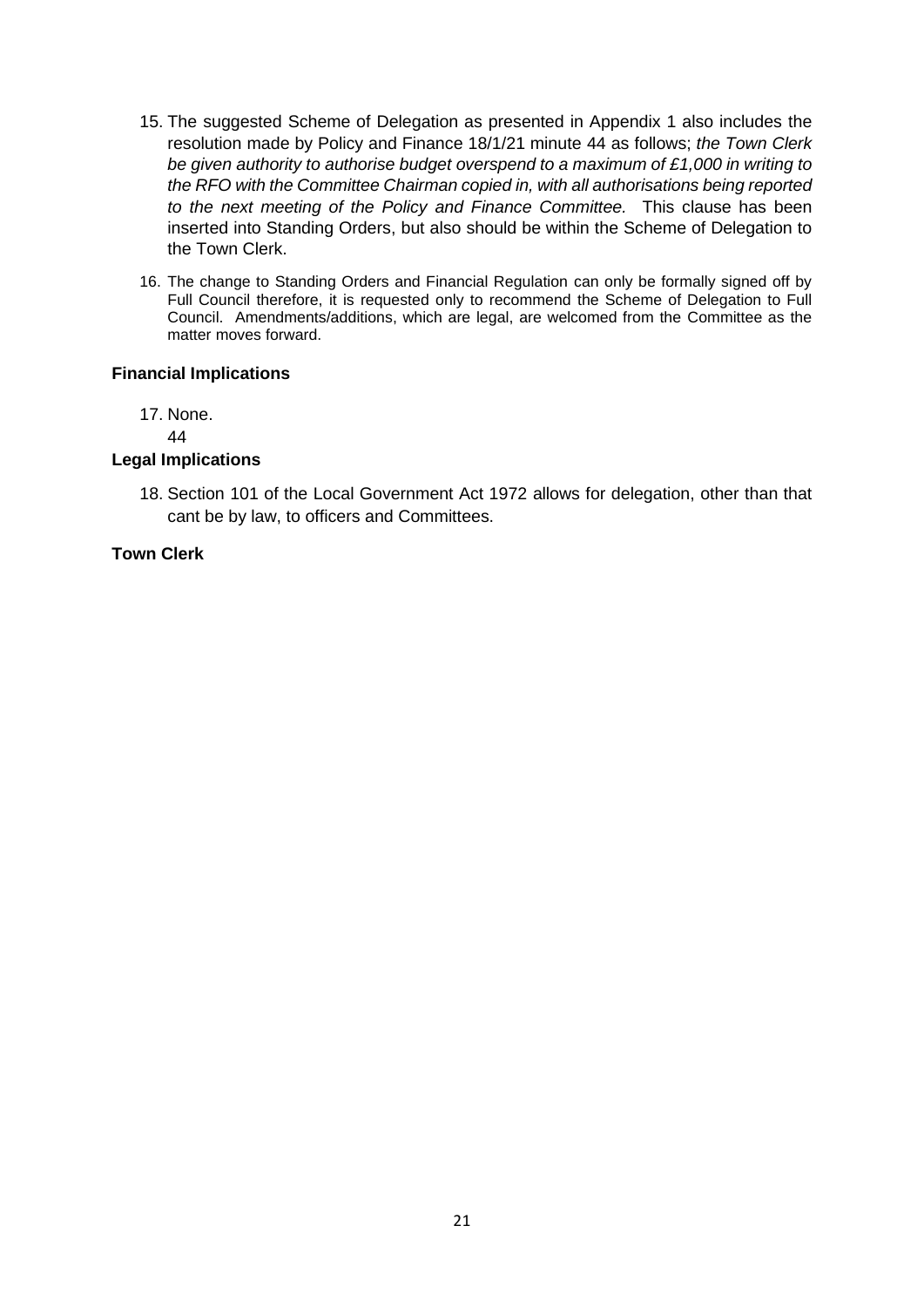15. The suggested Scheme of Delegation as presented in Appendix 1 also includes the resolution made by Policy and Finance 18/1/21 minute 44 as follows; *the Town Clerk be given authority to authorise budget overspend to a maximum of £1,000 in writing to the RFO with the Committee Chairman copied in, with all authorisations being reported to the next meeting of the Policy and Finance Committee.* This clause has been inserted into Standing Orders, but also should be within the Scheme of Delegation to the Town Clerk.

16. The change to Standing Orders and Financial Regulation can only be formally signed off by Full Council therefore, it is requested only to recommend the Scheme of Delegation to Full Council. Amendments/additions, which are legal, are welcomed from the Committee as the matter moves forward.

**Financial Implications**

17. None.

44

**Legal Implications**

18. Section 101 of the Local Government Act 1972 allows for delegation, other than that cant be by law, to officers and Committees.

**Town Clerk**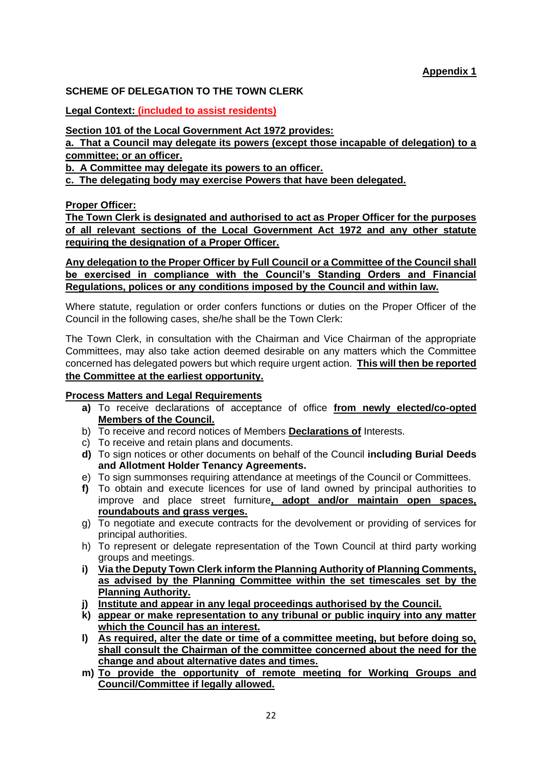**Appendix 1**

**SCHEME OF DELEGATION TO THE TOWN CLERK**

**Legal Context: (included to assist residents)**

**Section 101 of the Local Government Act 1972 provides:**
**a. That a Council may delegate its powers (except those incapable of delegation) to a committee; or an officer.**
**b. A Committee may delegate its powers to an officer.**
**c. The delegating body may exercise Powers that have been delegated.**

**Proper Officer:**
**The Town Clerk is designated and authorised to act as Proper Officer for the purposes of all relevant sections of the Local Government Act 1972 and any other statute requiring the designation of a Proper Officer.**

**Any delegation to the Proper Officer by Full Council or a Committee of the Council shall be exercised in compliance with the Council's Standing Orders and Financial Regulations, polices or any conditions imposed by the Council and within law.**

Where statute, regulation or order confers functions or duties on the Proper Officer of the Council in the following cases, she/he shall be the Town Clerk:

The Town Clerk, in consultation with the Chairman and Vice Chairman of the appropriate Committees, may also take action deemed desirable on any matters which the Committee concerned has delegated powers but which require urgent action. **This will then be reported the Committee at the earliest opportunity.**

**Process Matters and Legal Requirements**

- **a)** To receive declarations of acceptance of office **from newly elected/co-opted Members of the Council.**
- b) To receive and record notices of Members **Declarations of** Interests.
- c) To receive and retain plans and documents.
- **d)** To sign notices or other documents on behalf of the Council **including Burial Deeds and Allotment Holder Tenancy Agreements.**
- e) To sign summonses requiring attendance at meetings of the Council or Committees.
- **f)** To obtain and execute licences for use of land owned by principal authorities to improve and place street furniture**, adopt and/or maintain open spaces, roundabouts and grass verges.**
- g) To negotiate and execute contracts for the devolvement or providing of services for principal authorities.
- h) To represent or delegate representation of the Town Council at third party working groups and meetings.
- **i) Via the Deputy Town Clerk inform the Planning Authority of Planning Comments, as advised by the Planning Committee within the set timescales set by the Planning Authority.**
- **j) Institute and appear in any legal proceedings authorised by the Council.**
- **k) appear or make representation to any tribunal or public inquiry into any matter which the Council has an interest.**
- **l) As required, alter the date or time of a committee meeting, but before doing so, shall consult the Chairman of the committee concerned about the need for the change and about alternative dates and times.**
- **m) To provide the opportunity of remote meeting for Working Groups and Council/Committee if legally allowed.**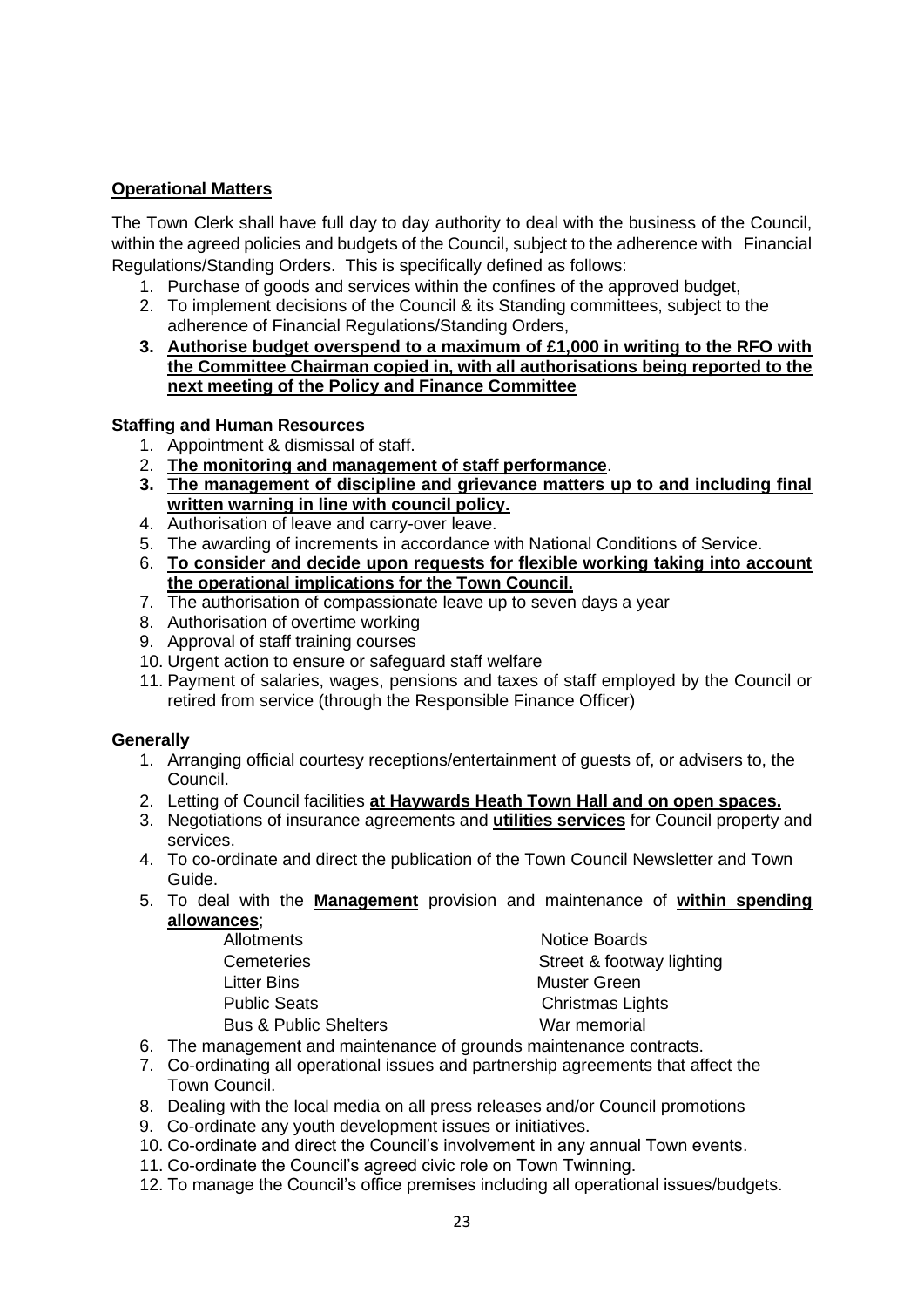**Operational Matters**

The Town Clerk shall have full day to day authority to deal with the business of the Council, within the agreed policies and budgets of the Council, subject to the adherence with Financial Regulations/Standing Orders. This is specifically defined as follows:

1. Purchase of goods and services within the confines of the approved budget,
2. To implement decisions of the Council & its Standing committees, subject to the adherence of Financial Regulations/Standing Orders,
3. **Authorise budget overspend to a maximum of £1,000 in writing to the RFO with the Committee Chairman copied in, with all authorisations being reported to the next meeting of the Policy and Finance Committee**

**Staffing and Human Resources**

1. Appointment & dismissal of staff.
2. **The monitoring and management of staff performance**.
3. **The management of discipline and grievance matters up to and including final written warning in line with council policy.**
4. Authorisation of leave and carry-over leave.
5. The awarding of increments in accordance with National Conditions of Service.
6. **To consider and decide upon requests for flexible working taking into account the operational implications for the Town Council.**
7. The authorisation of compassionate leave up to seven days a year
8. Authorisation of overtime working
9. Approval of staff training courses
10. Urgent action to ensure or safeguard staff welfare
11. Payment of salaries, wages, pensions and taxes of staff employed by the Council or retired from service (through the Responsible Finance Officer)

**Generally**

1. Arranging official courtesy receptions/entertainment of guests of, or advisers to, the Council.
2. Letting of Council facilities **at Haywards Heath Town Hall and on open spaces.**
3. Negotiations of insurance agreements and **utilities services** for Council property and services.
4. To co-ordinate and direct the publication of the Town Council Newsletter and Town Guide.
5. To deal with the **Management** provision and maintenance of **within spending allowances**;

   | | |
   |---|---|
   | Allotments | Notice Boards |
   | Cemeteries | Street & footway lighting |
   | Litter Bins | Muster Green |
   | Public Seats | Christmas Lights |
   | Bus & Public Shelters | War memorial |

6. The management and maintenance of grounds maintenance contracts.
7. Co-ordinating all operational issues and partnership agreements that affect the Town Council.
8. Dealing with the local media on all press releases and/or Council promotions
9. Co-ordinate any youth development issues or initiatives.
10. Co-ordinate and direct the Council's involvement in any annual Town events.
11. Co-ordinate the Council's agreed civic role on Town Twinning.
12. To manage the Council's office premises including all operational issues/budgets.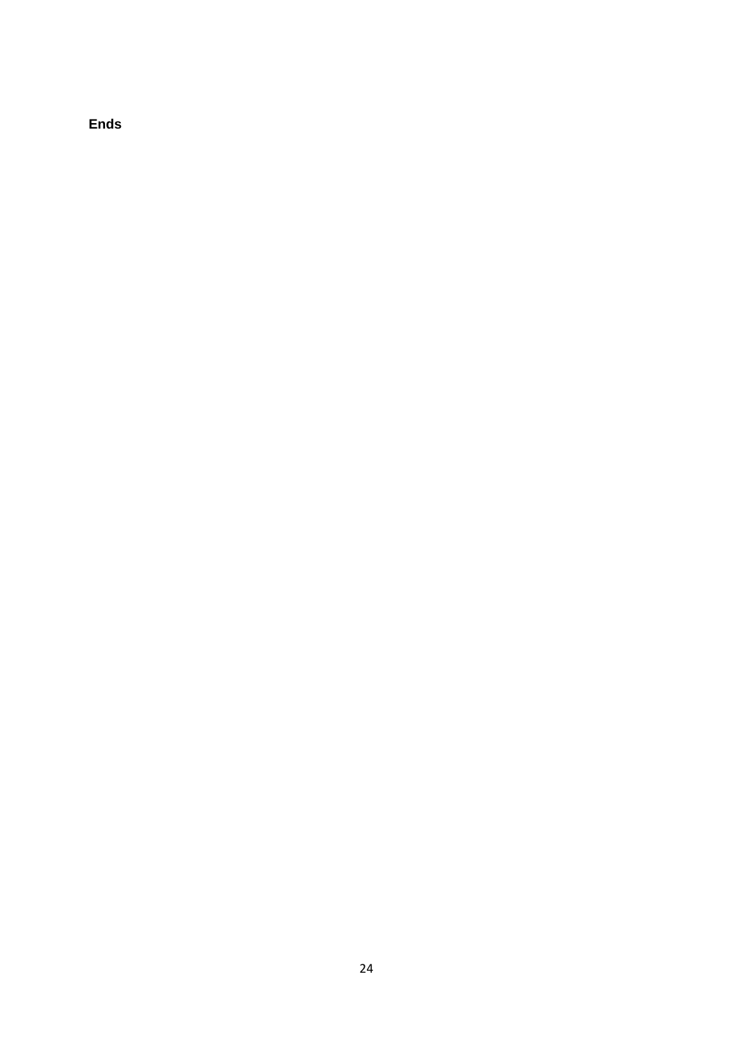**Ends**